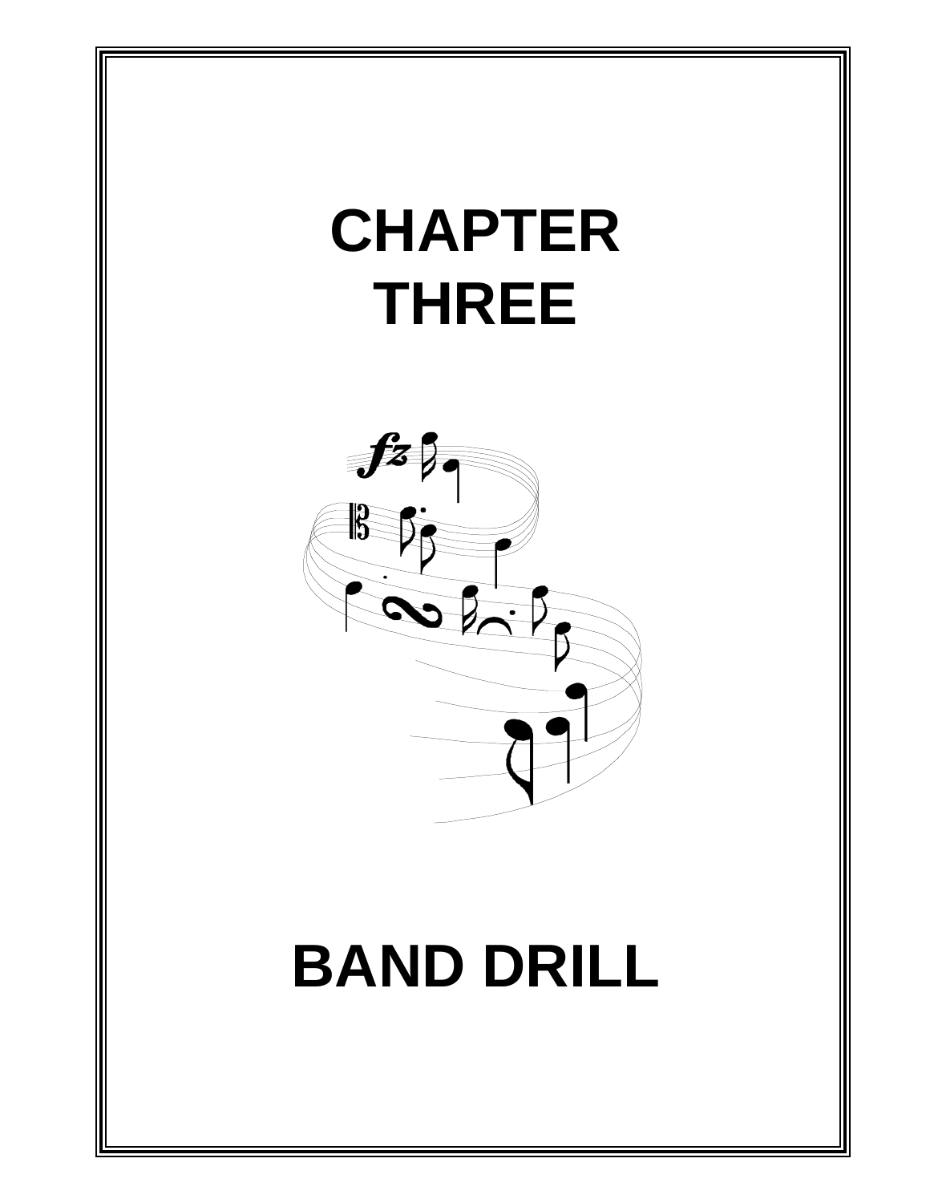# CHAPTER THREE

# BAND DRILL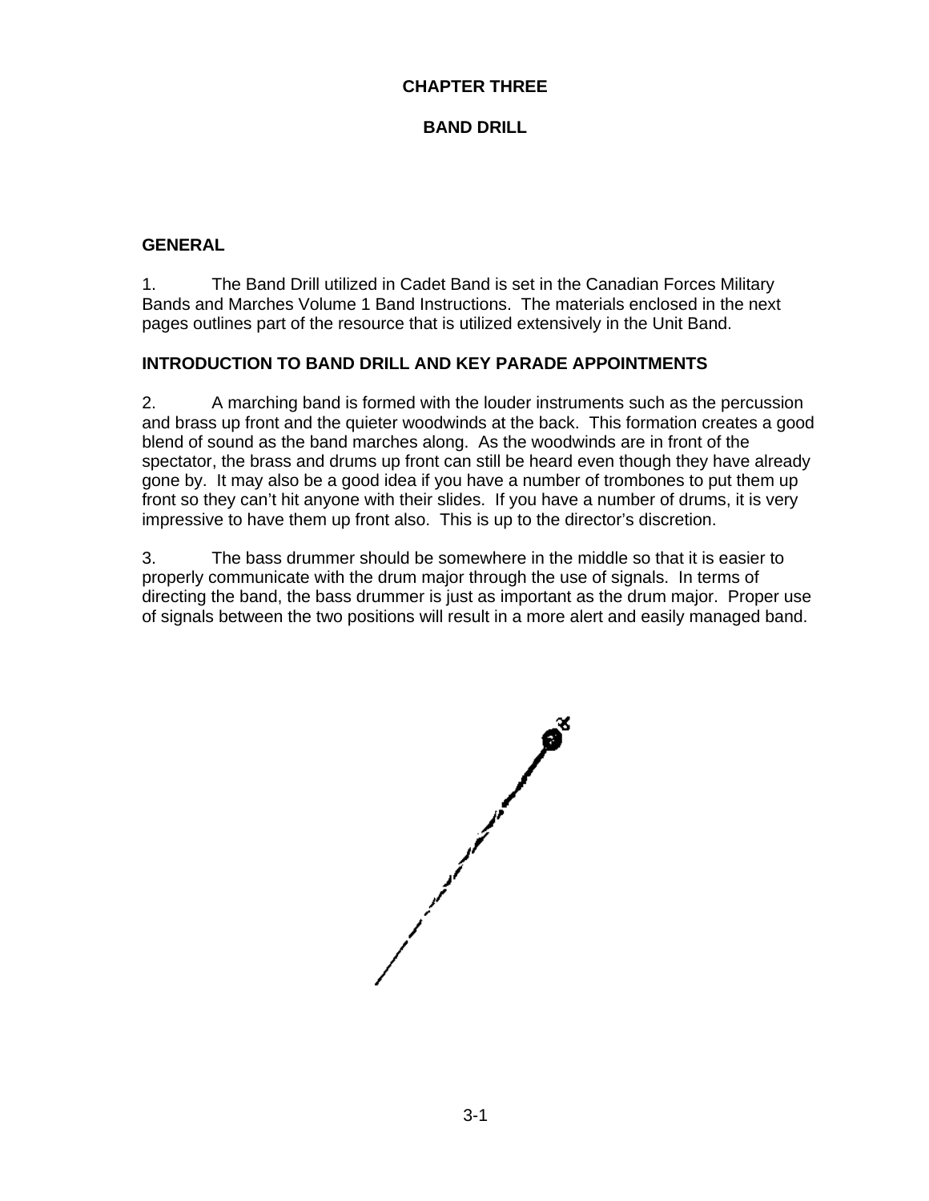# CHAPTER THREE

## BAND DRILL

### GENERAL

1. The Band Drill utilized in Cadet Band is set in the Canadian Forces Military Bands and Marches Volume 1 Band Instructions. The materials enclosed in the next pages outlines part of the resource that is utilized extensively in the Unit Band.

### INTRODUCTION TO BAND DRILL AND KEY PARADE APPOINTMENTS

2. A marching band is formed with the louder instruments such as the percussion and brass up front and the quieter woodwinds at the back. This formation creates a good blend of sound as the band marches along. As the woodwinds are in front of the spectator, the brass and drums up front can still be heard even though they have already gone by. It may also be a good idea if you have a number of trombones to put them up front so they can't hit anyone with their slides. If you have a number of drums, it is very impressive to have them up front also. This is up to the director's discretion.

3. The bass drummer should be somewhere in the middle so that it is easier to properly communicate with the drum major through the use of signals. In terms of directing the band, the bass drummer is just as important as the drum major. Proper use of signals between the two positions will result in a more alert and easily managed band.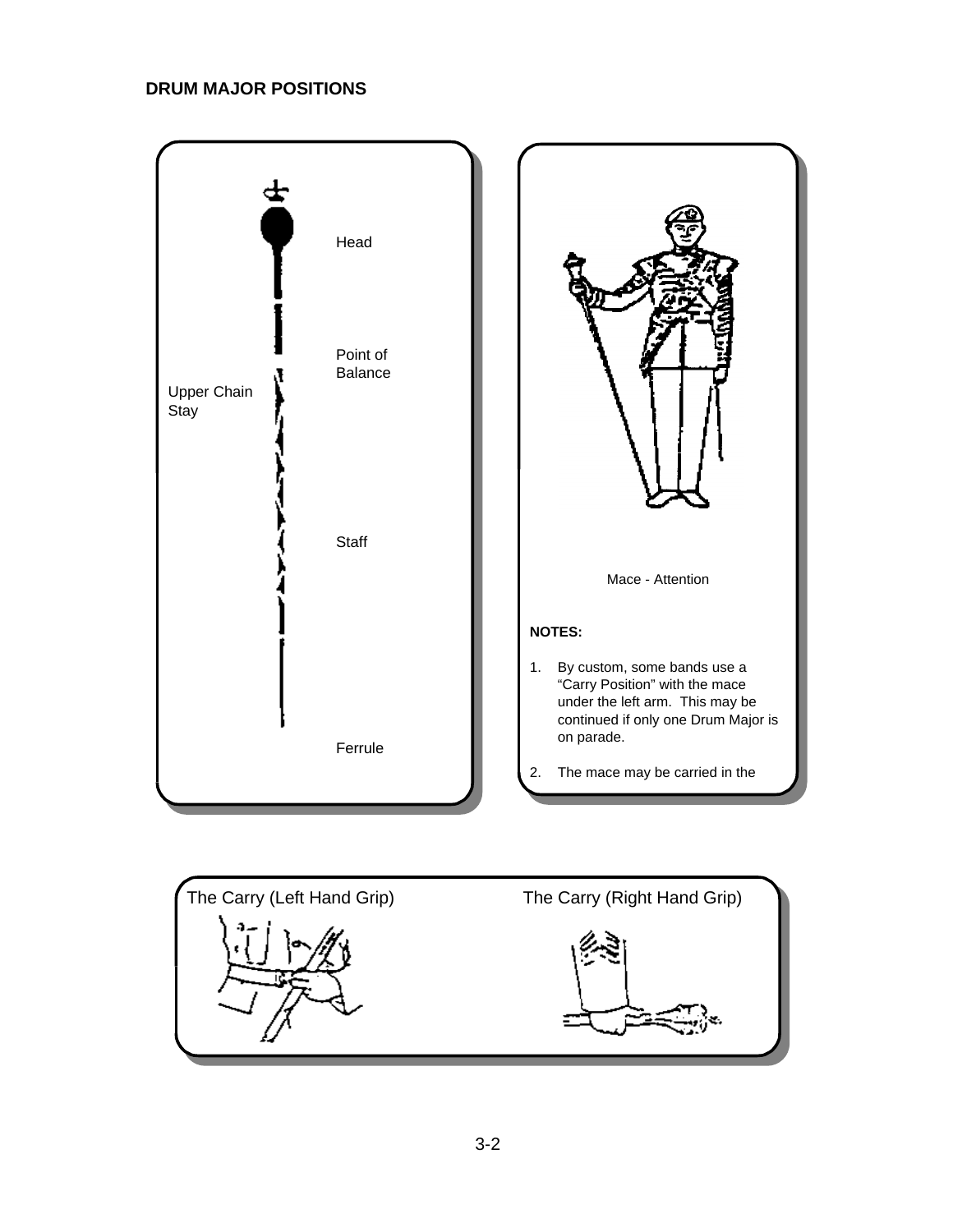## DRUM MAJOR POSITIONS

Head

Point of Balance

Upper Chain Stay

Staff

Ferrule

Mace - Attention

**NOTES:**

1. By custom, some bands use a "Carry Position" with the mace under the left arm. This may be continued if only one Drum Major is on parade.

2. The mace may be carried in the

The Carry (Left Hand Grip)

The Carry (Right Hand Grip)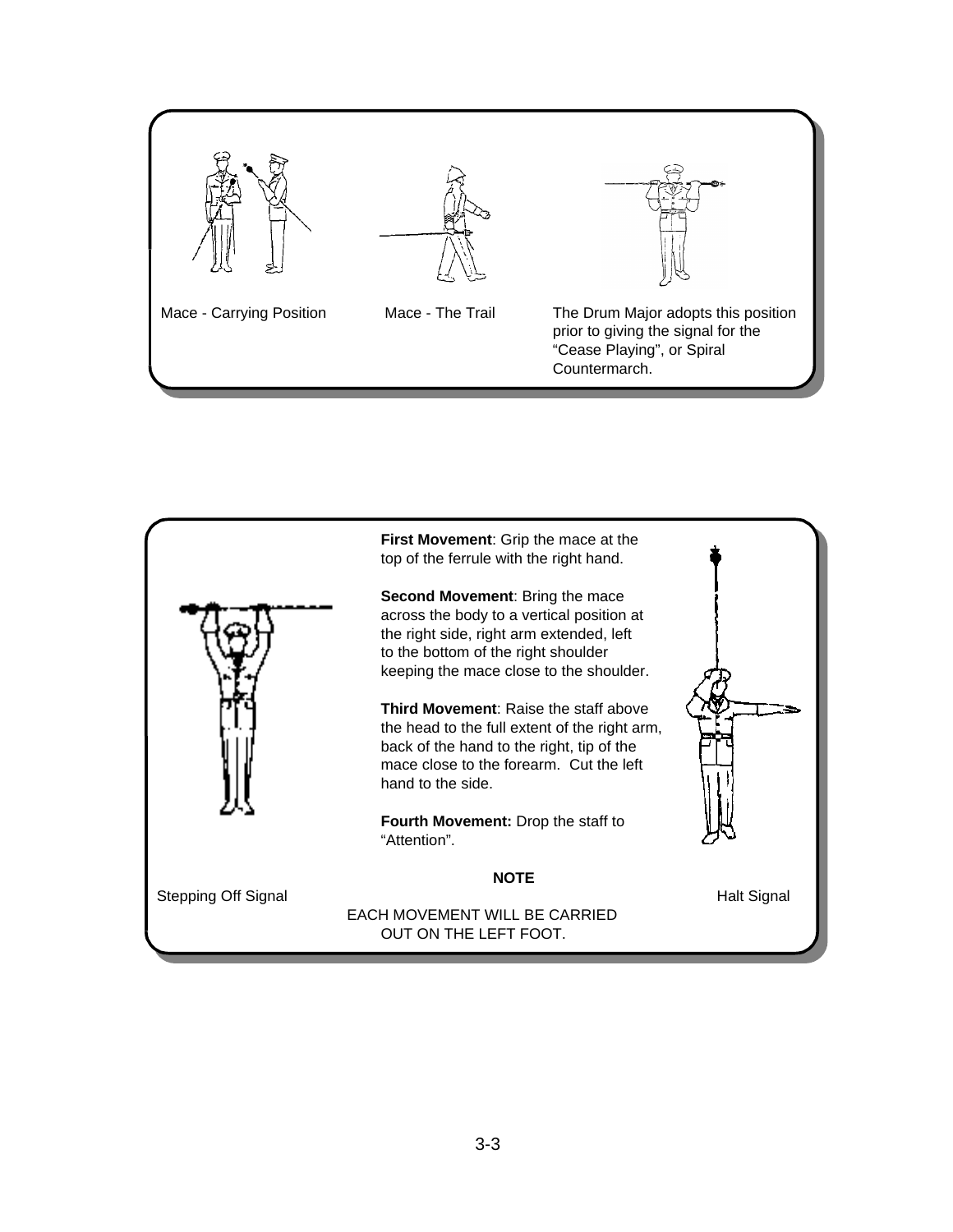Mace - Carrying Position

Mace - The Trail

The Drum Major adopts this position prior to giving the signal for the "Cease Playing", or Spiral Countermarch.

**First Movement**: Grip the mace at the top of the ferrule with the right hand.

**Second Movement**: Bring the mace across the body to a vertical position at the right side, right arm extended, left to the bottom of the right shoulder keeping the mace close to the shoulder.

**Third Movement**: Raise the staff above the head to the full extent of the right arm, back of the hand to the right, tip of the mace close to the forearm. Cut the left hand to the side.

**Fourth Movement:** Drop the staff to "Attention".

**NOTE**

EACH MOVEMENT WILL BE CARRIED OUT ON THE LEFT FOOT.

Stepping Off Signal

Halt Signal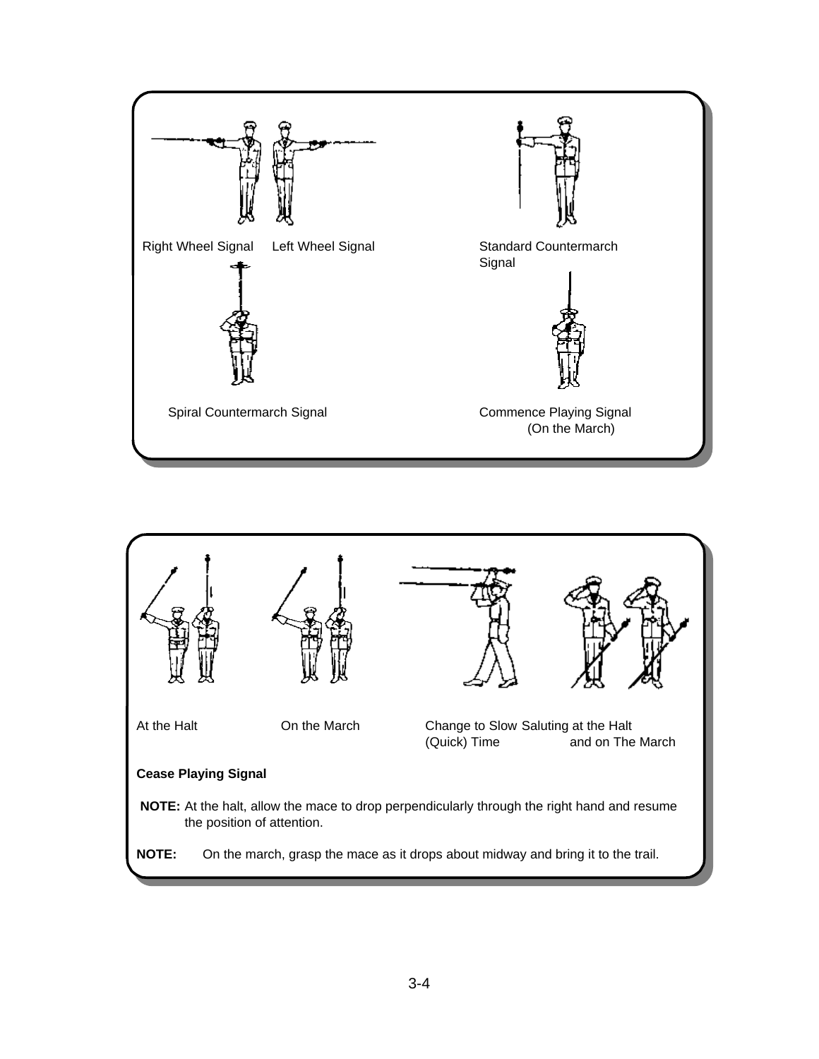Right Wheel Signal Left Wheel Signal

Standard Countermarch Signal

Spiral Countermarch Signal

Commence Playing Signal (On the March)

At the Halt

On the March

Change to Slow (Quick) Time

Saluting at the Halt and on The March

**Cease Playing Signal**

**NOTE:** At the halt, allow the mace to drop perpendicularly through the right hand and resume the position of attention.

**NOTE:** On the march, grasp the mace as it drops about midway and bring it to the trail.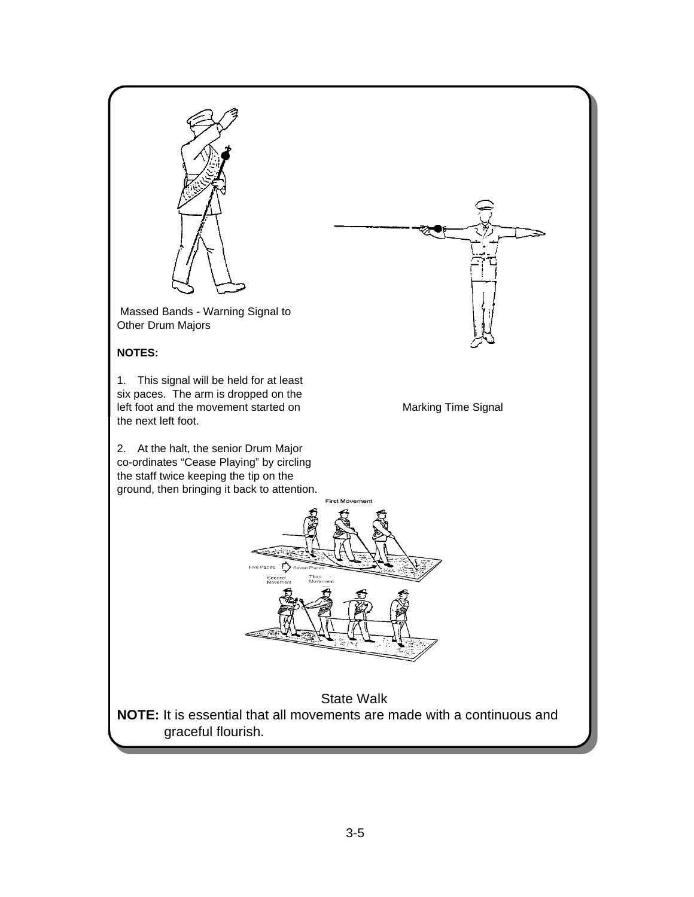Massed Bands - Warning Signal to Other Drum Majors

Marking Time Signal

**NOTES:**

1. This signal will be held for at least six paces. The arm is dropped on the left foot and the movement started on the next left foot.

2. At the halt, the senior Drum Major co-ordinates "Cease Playing" by circling the staff twice keeping the tip on the ground, then bringing it back to attention.

First Movement

Five Paces Seven Paces

Second Movement Third Movement

State Walk

**NOTE:** It is essential that all movements are made with a continuous and graceful flourish.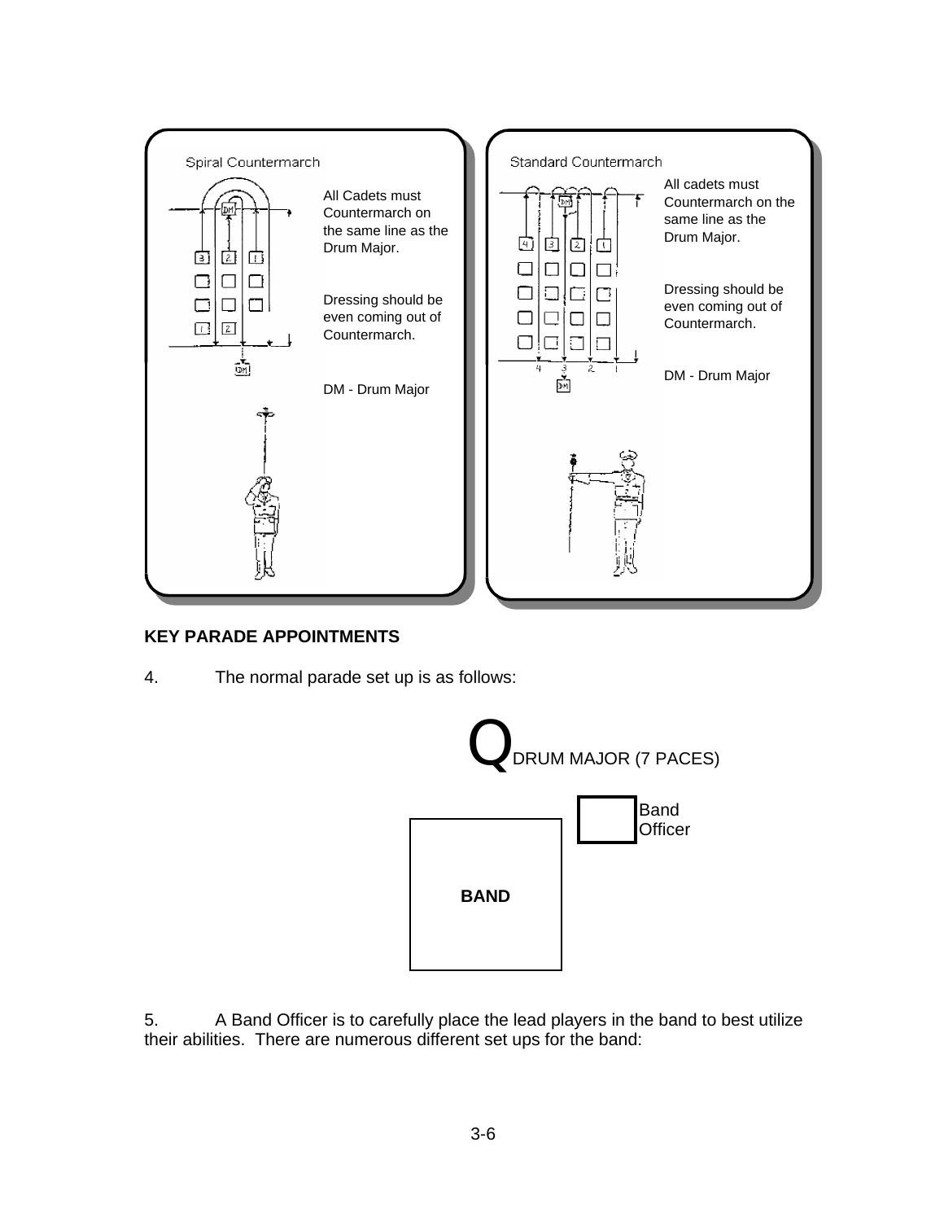Spiral Countermarch

All Cadets must Countermarch on the same line as the Drum Major.

Dressing should be even coming out of Countermarch.

DM - Drum Major

Standard Countermarch

All cadets must Countermarch on the same line as the Drum Major.

Dressing should be even coming out of Countermarch.

DM - Drum Major

**KEY PARADE APPOINTMENTS**

4. The normal parade set up is as follows:

Q DRUM MAJOR (7 PACES)

Band Officer

**BAND**

5. A Band Officer is to carefully place the lead players in the band to best utilize their abilities. There are numerous different set ups for the band: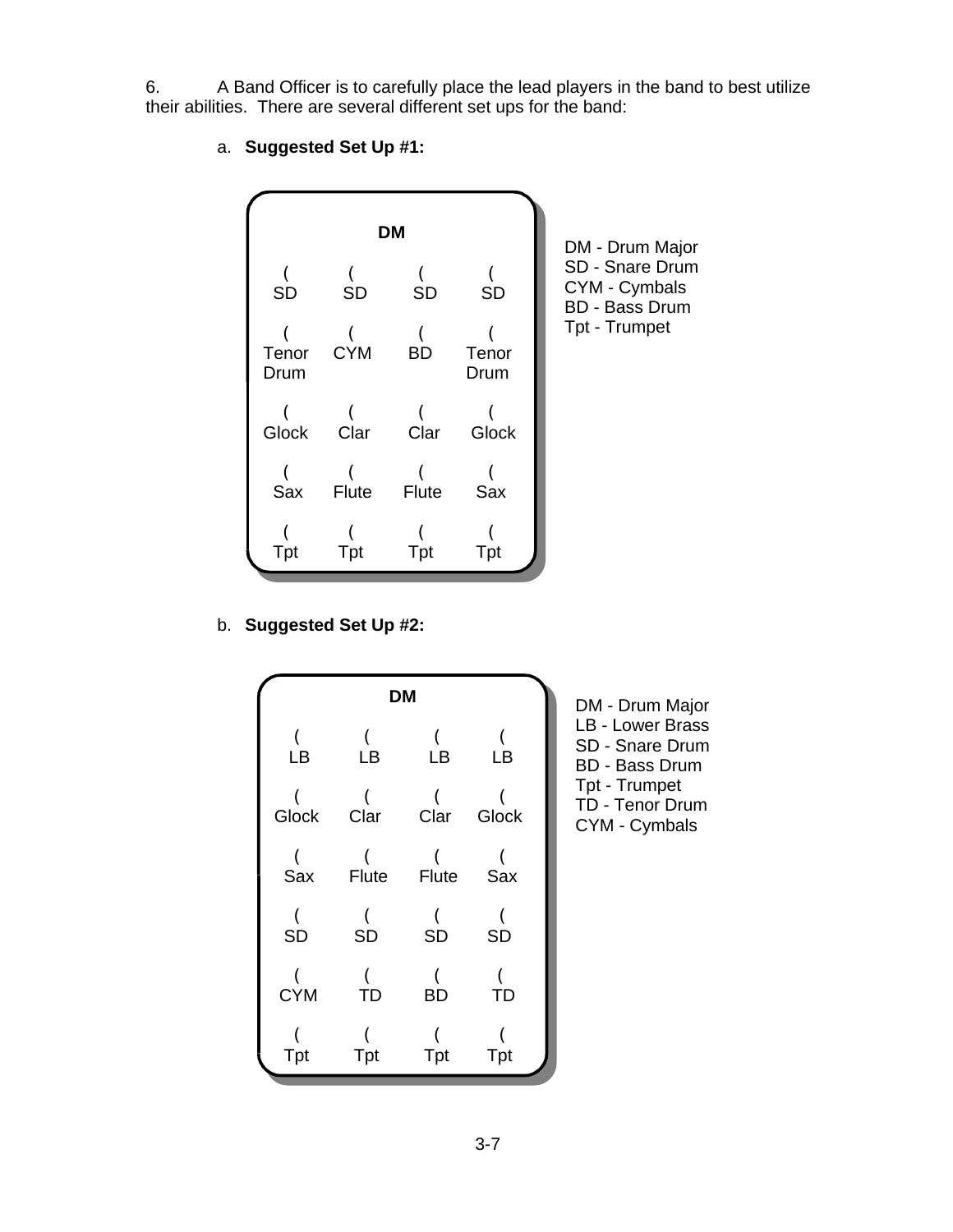6. A Band Officer is to carefully place the lead players in the band to best utilize their abilities. There are several different set ups for the band:

a. **Suggested Set Up #1:**

| | **DM** | | |
|---|---|---|---|
| SD | SD | SD | SD |
| Tenor Drum | CYM | BD | Tenor Drum |
| Glock | Clar | Clar | Glock |
| Sax | Flute | Flute | Sax |
| Tpt | Tpt | Tpt | Tpt |

DM - Drum Major
SD - Snare Drum
CYM - Cymbals
BD - Bass Drum
Tpt - Trumpet

b. **Suggested Set Up #2:**

| | **DM** | | |
|---|---|---|---|
| LB | LB | LB | LB |
| Glock | Clar | Clar | Glock |
| Sax | Flute | Flute | Sax |
| SD | SD | SD | SD |
| CYM | TD | BD | TD |
| Tpt | Tpt | Tpt | Tpt |

DM - Drum Major
LB - Lower Brass
SD - Snare Drum
BD - Bass Drum
Tpt - Trumpet
TD - Tenor Drum
CYM - Cymbals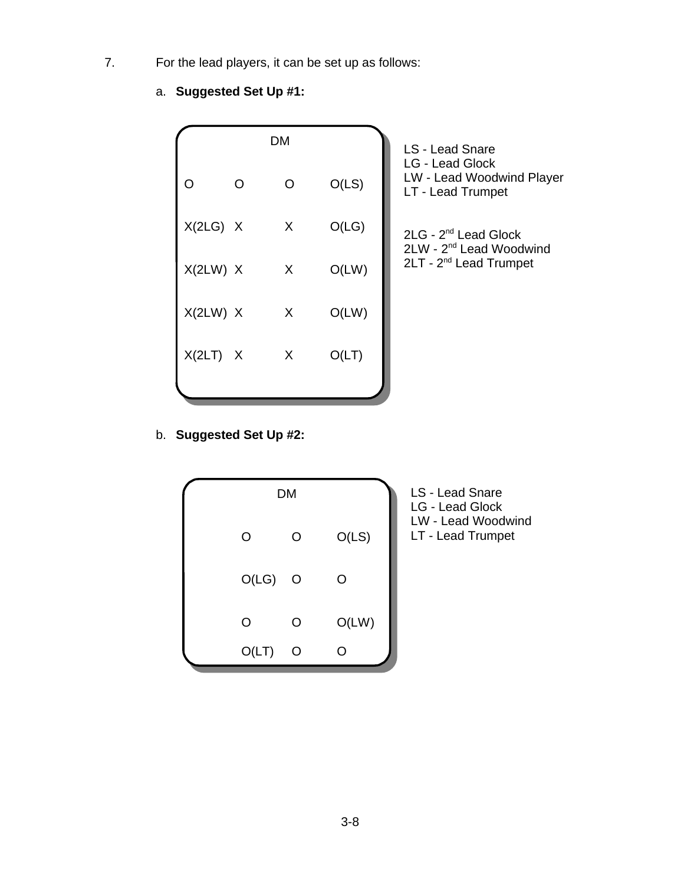7. For the lead players, it can be set up as follows:

a. **Suggested Set Up #1:**

| | | DM | |
|---|---|---|---|
| O | O | O | O(LS) |
| X(2LG) | X | X | O(LG) |
| X(2LW) | X | X | O(LW) |
| X(2LW) | X | X | O(LW) |
| X(2LT) | X | X | O(LT) |

LS - Lead Snare
LG - Lead Glock
LW - Lead Woodwind Player
LT - Lead Trumpet

2LG - 2nd Lead Glock
2LW - 2nd Lead Woodwind
2LT - 2nd Lead Trumpet

b. **Suggested Set Up #2:**

| | DM | |
|---|---|---|
| O | O | O(LS) |
| O(LG) | O | O |
| O | O | O(LW) |
| O(LT) | O | O |

LS - Lead Snare
LG - Lead Glock
LW - Lead Woodwind
LT - Lead Trumpet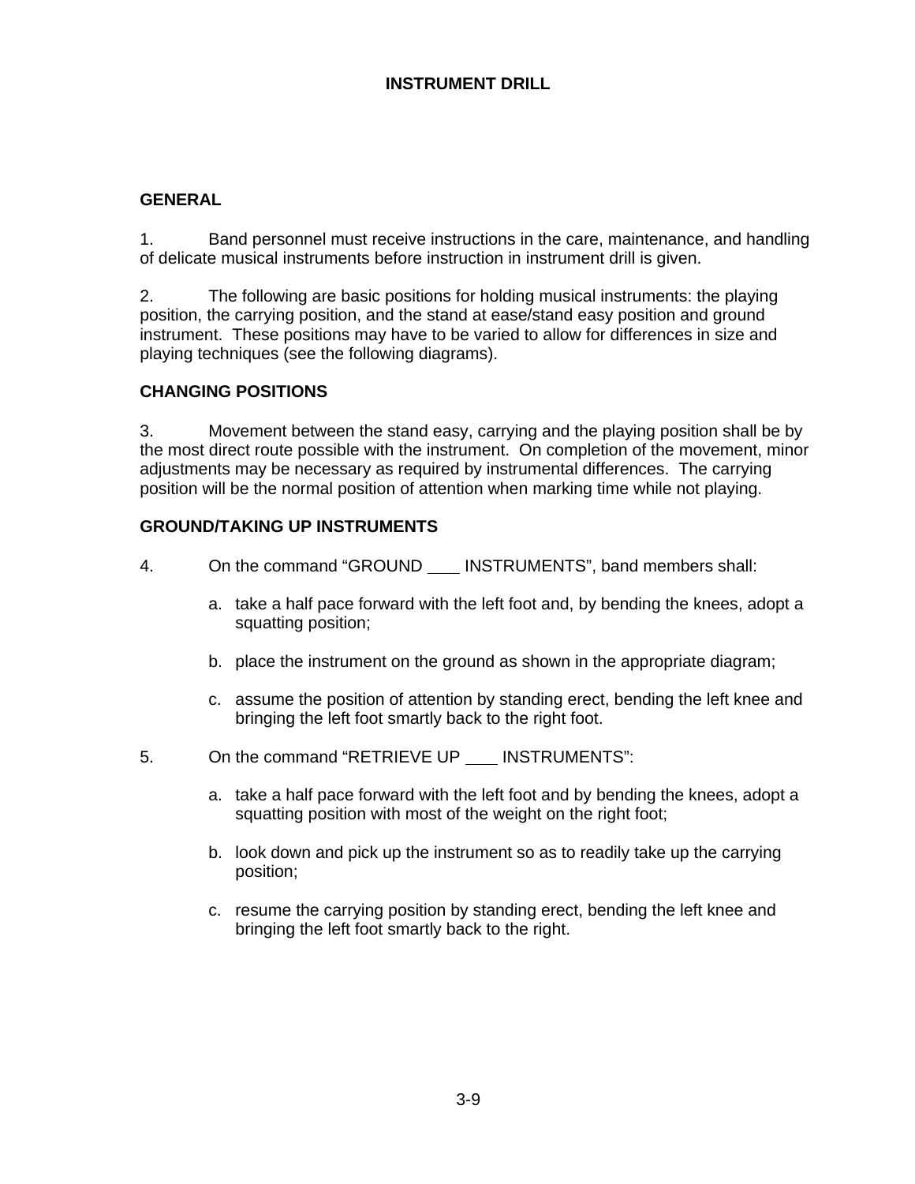# INSTRUMENT DRILL

## GENERAL

1. Band personnel must receive instructions in the care, maintenance, and handling of delicate musical instruments before instruction in instrument drill is given.

2. The following are basic positions for holding musical instruments: the playing position, the carrying position, and the stand at ease/stand easy position and ground instrument. These positions may have to be varied to allow for differences in size and playing techniques (see the following diagrams).

## CHANGING POSITIONS

3. Movement between the stand easy, carrying and the playing position shall be by the most direct route possible with the instrument. On completion of the movement, minor adjustments may be necessary as required by instrumental differences. The carrying position will be the normal position of attention when marking time while not playing.

## GROUND/TAKING UP INSTRUMENTS

4. On the command "GROUND ___ INSTRUMENTS", band members shall:

   a. take a half pace forward with the left foot and, by bending the knees, adopt a squatting position;

   b. place the instrument on the ground as shown in the appropriate diagram;

   c. assume the position of attention by standing erect, bending the left knee and bringing the left foot smartly back to the right foot.

5. On the command "RETRIEVE UP ___ INSTRUMENTS":

   a. take a half pace forward with the left foot and by bending the knees, adopt a squatting position with most of the weight on the right foot;

   b. look down and pick up the instrument so as to readily take up the carrying position;

   c. resume the carrying position by standing erect, bending the left knee and bringing the left foot smartly back to the right.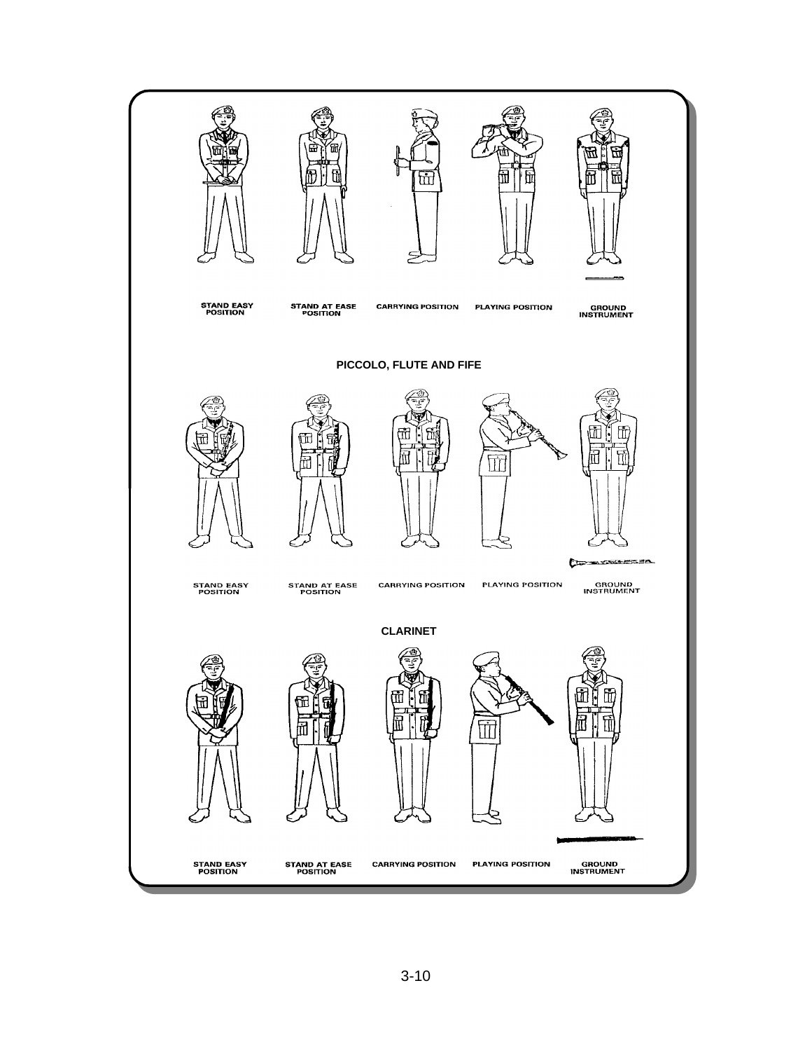STAND EASY POSITION

STAND AT EASE POSITION

CARRYING POSITION

PLAYING POSITION

GROUND INSTRUMENT

**PICCOLO, FLUTE AND FIFE**

STAND EASY POSITION

STAND AT EASE POSITION

CARRYING POSITION

PLAYING POSITION

GROUND INSTRUMENT

**CLARINET**

STAND EASY POSITION

STAND AT EASE POSITION

CARRYING POSITION

PLAYING POSITION

GROUND INSTRUMENT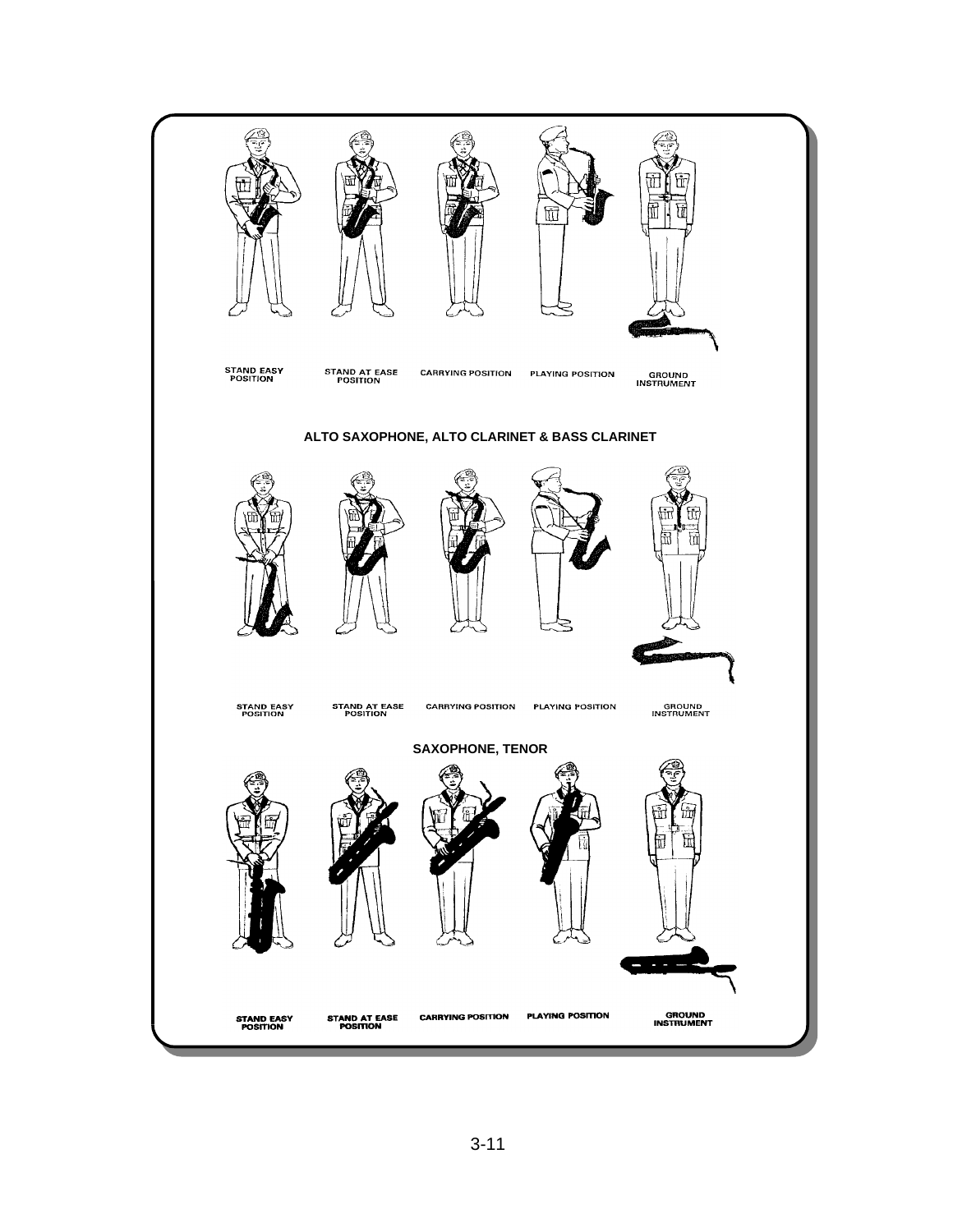STAND EASY POSITION | STAND AT EASE POSITION | CARRYING POSITION | PLAYING POSITION | GROUND INSTRUMENT

**ALTO SAXOPHONE, ALTO CLARINET & BASS CLARINET**

STAND EASY POSITION | STAND AT EASE POSITION | CARRYING POSITION | PLAYING POSITION | GROUND INSTRUMENT

**SAXOPHONE, TENOR**

STAND EASY POSITION | STAND AT EASE POSITION | CARRYING POSITION | PLAYING POSITION | GROUND INSTRUMENT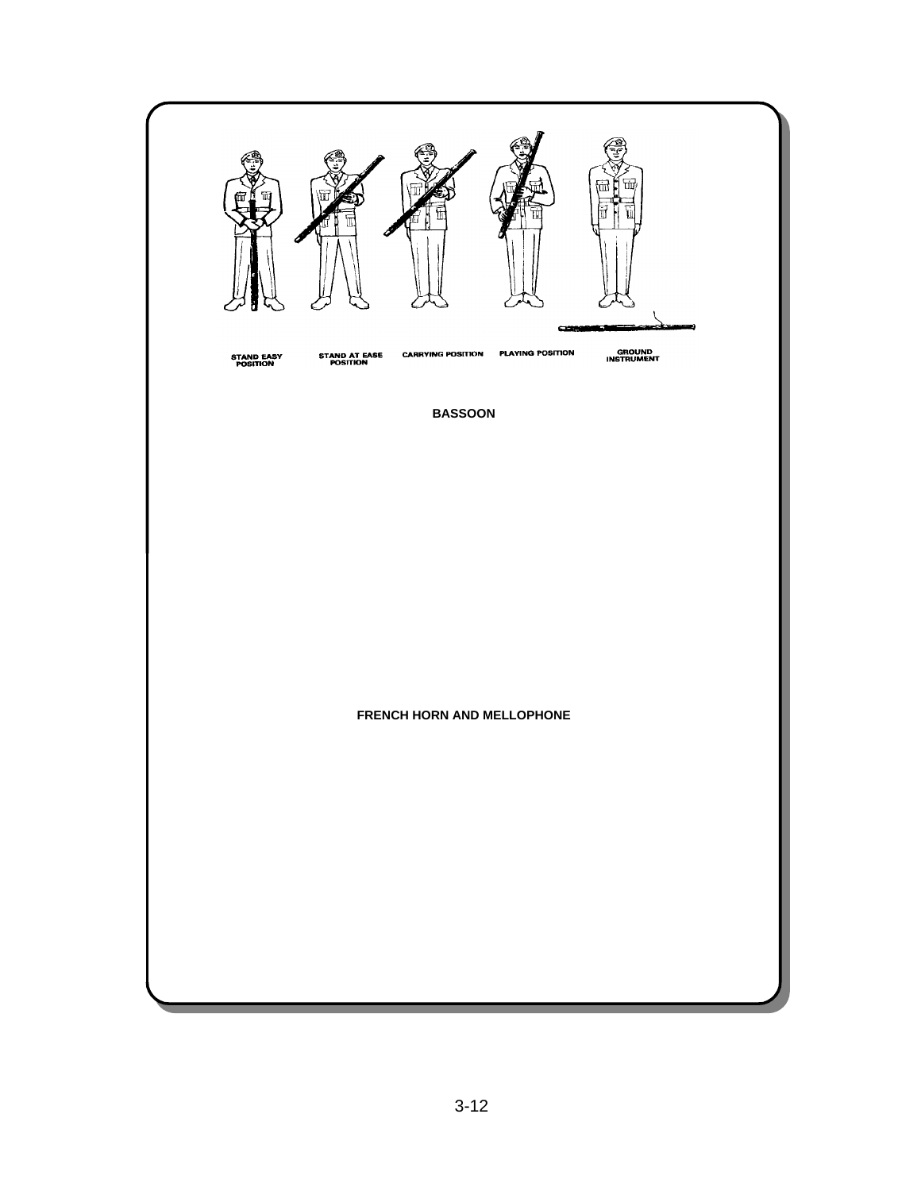STAND EASY POSITION

STAND AT EASE POSITION

CARRYING POSITION

PLAYING POSITION

GROUND INSTRUMENT

**BASSOON**

**FRENCH HORN AND MELLOPHONE**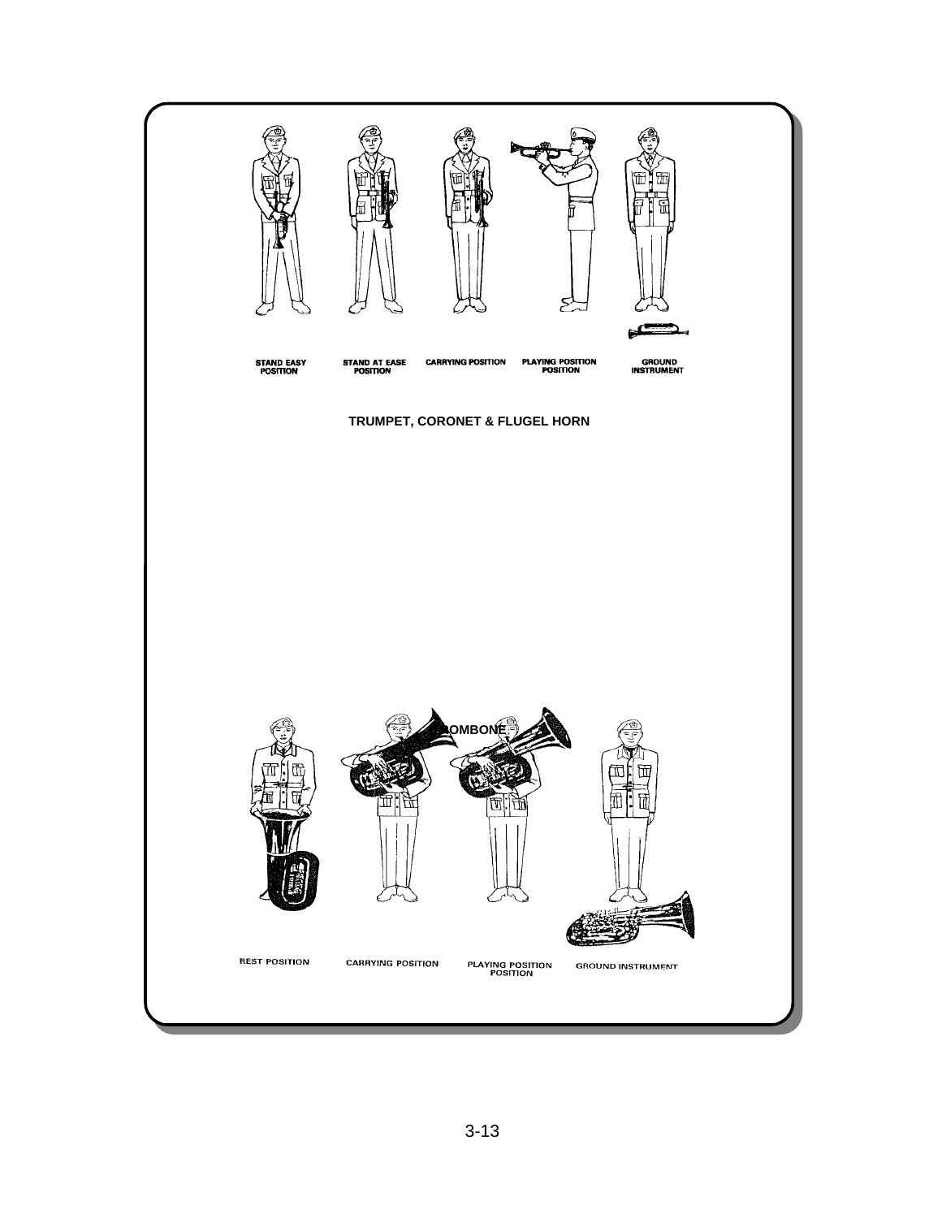STAND EASY POSITION

STAND AT EASE POSITION

CARRYING POSITION

PLAYING POSITION POSITION

GROUND INSTRUMENT

**TRUMPET, CORONET & FLUGEL HORN**

**OMBONE**

REST POSITION

CARRYING POSITION

PLAYING POSITION POSITION

GROUND INSTRUMENT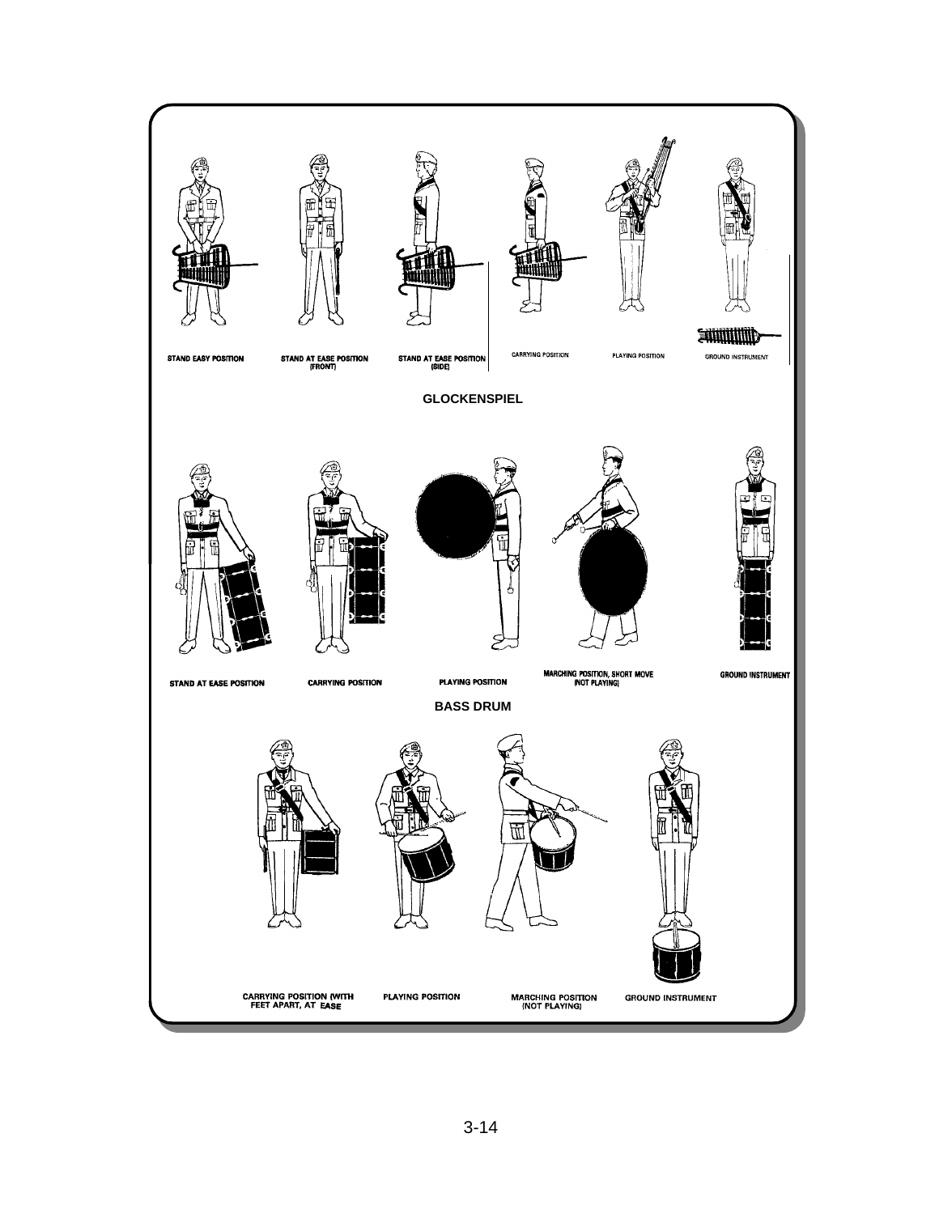STAND EASY POSITION

STAND AT EASE POSITION (FRONT)

STAND AT EASE POSITION (SIDE)

CARRYING POSITION

PLAYING POSITION

GROUND INSTRUMENT

**GLOCKENSPIEL**

STAND AT EASE POSITION

CARRYING POSITION

PLAYING POSITION

MARCHING POSITION, SHORT MOVE (NOT PLAYING)

GROUND INSTRUMENT

**BASS DRUM**

CARRYING POSITION (WITH FEET APART, AT EASE

PLAYING POSITION

MARCHING POSITION (NOT PLAYING)

GROUND INSTRUMENT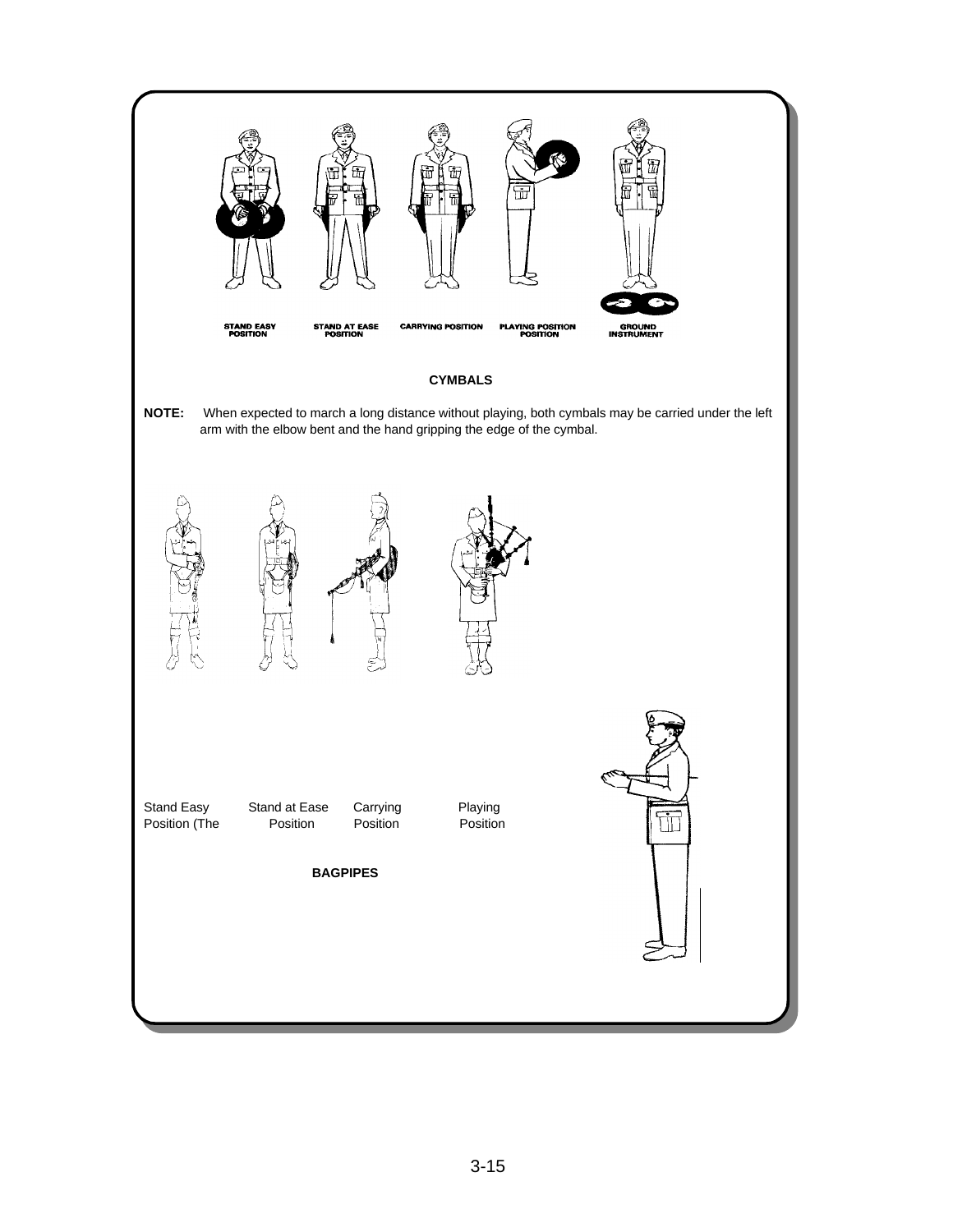STAND EASY POSITION

STAND AT EASE POSITION

CARRYING POSITION

PLAYING POSITION POSITION

GROUND INSTRUMENT

**CYMBALS**

**NOTE:** When expected to march a long distance without playing, both cymbals may be carried under the left arm with the elbow bent and the hand gripping the edge of the cymbal.

Stand Easy Position (The

Stand at Ease Position

Carrying Position

Playing Position

**BAGPIPES**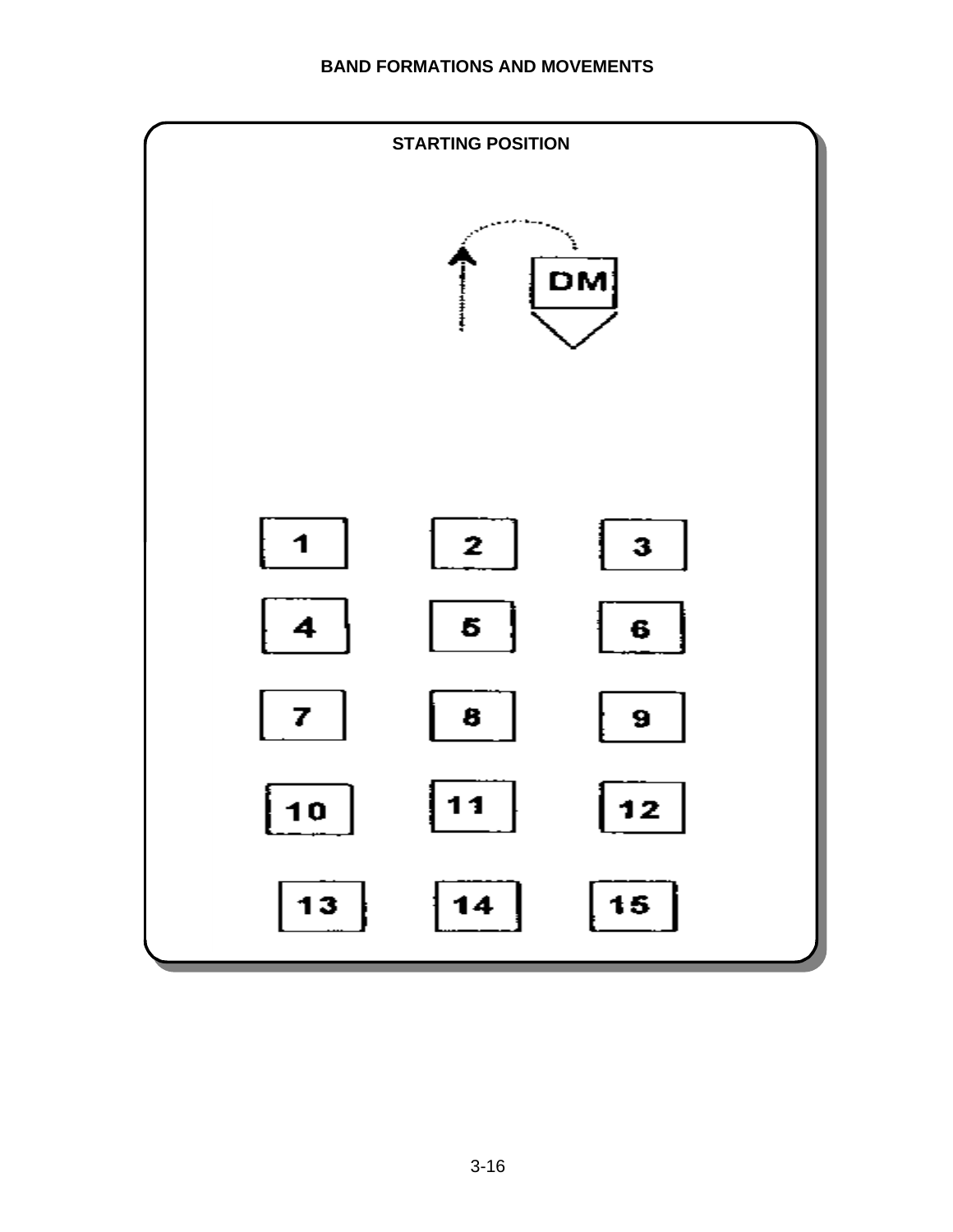## STARTING POSITION

DM

| 1 | 2 | 3 |
|---|---|---|
| 4 | 5 | 6 |
| 7 | 8 | 9 |
| 10 | 11 | 12 |
| 13 | 14 | 15 |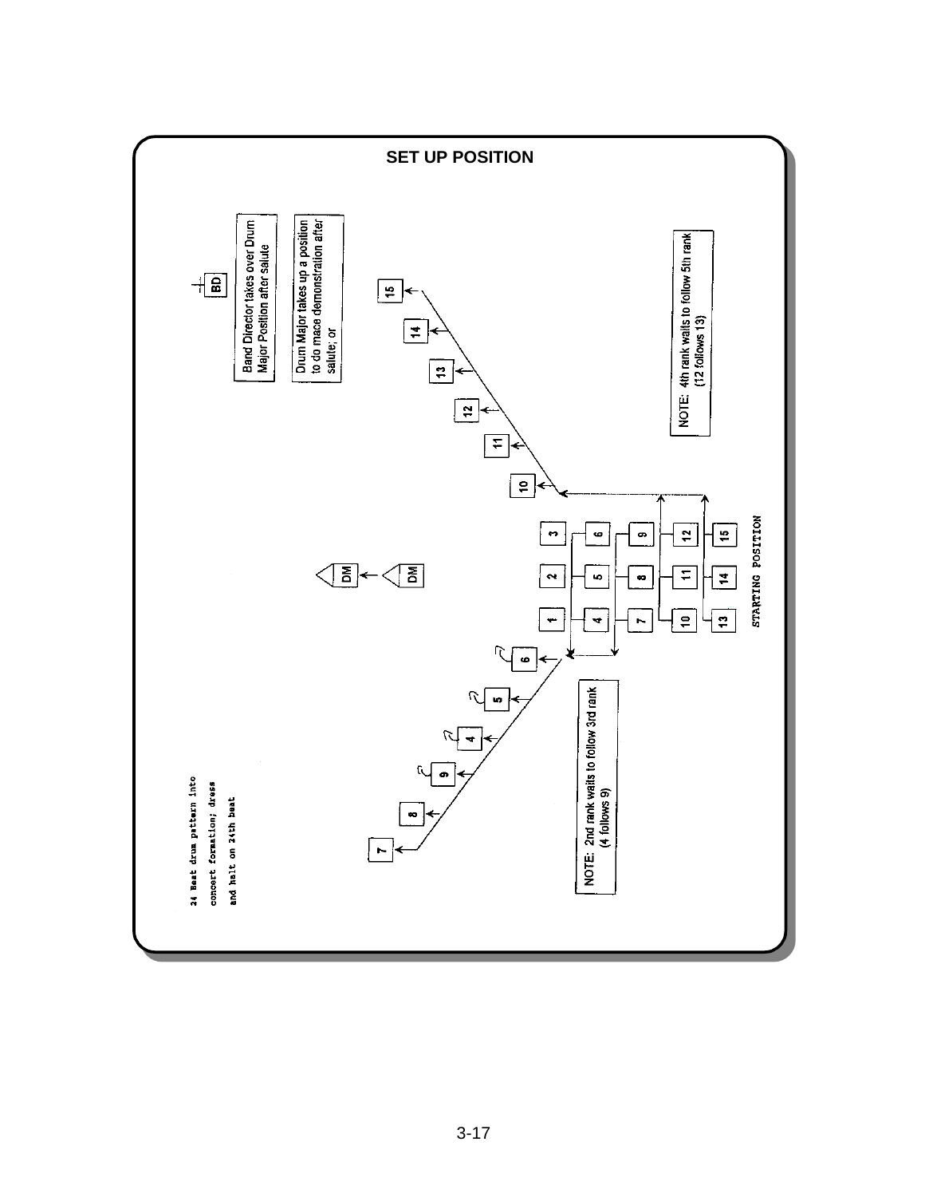## SET UP POSITION

Band Director takes over Drum Major Position after salute

Drum Major takes up a position to do mace demonstration after salute; or

BD

DM

DM

NOTE: 4th rank waits to follow 5th rank (12 follows 13)

NOTE: 2nd rank waits to follow 3rd rank (4 follows 9)

24 Beat drum pattern into concert formation; dress and halt on 24th beat

STARTING POSITION

| | | |
|---|---|---|
| 1 | 2 | 3 |
| 4 | 5 | 6 |
| 7 | 8 | 9 |
| 10 | 11 | 12 |
| 13 | 14 | 15 |

7 8 9 4 5 6

10 11 12 13 14 15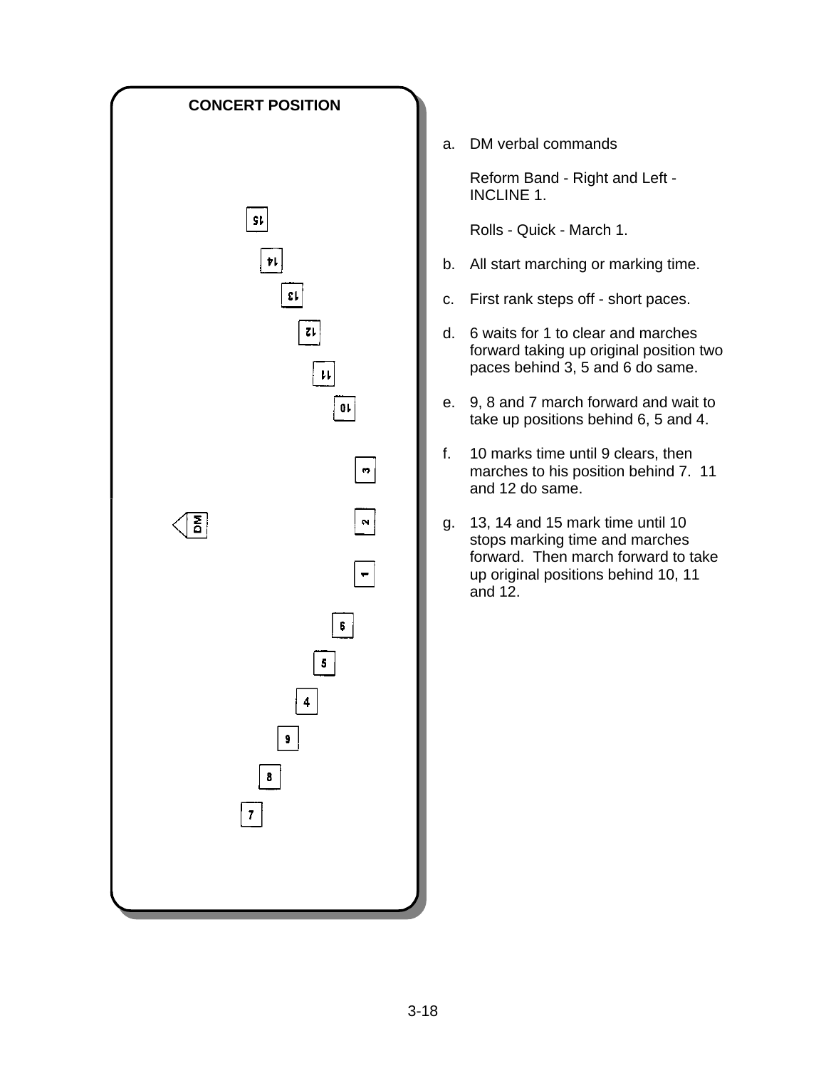**CONCERT POSITION**

15

14

13

12

11

10

3

DM

2

1

6

5

4

9

8

7

a. DM verbal commands

   Reform Band - Right and Left - INCLINE 1.

   Rolls - Quick - March 1.

b. All start marching or marking time.

c. First rank steps off - short paces.

d. 6 waits for 1 to clear and marches forward taking up original position two paces behind 3, 5 and 6 do same.

e. 9, 8 and 7 march forward and wait to take up positions behind 6, 5 and 4.

f. 10 marks time until 9 clears, then marches to his position behind 7. 11 and 12 do same.

g. 13, 14 and 15 mark time until 10 stops marking time and marches forward. Then march forward to take up original positions behind 10, 11 and 12.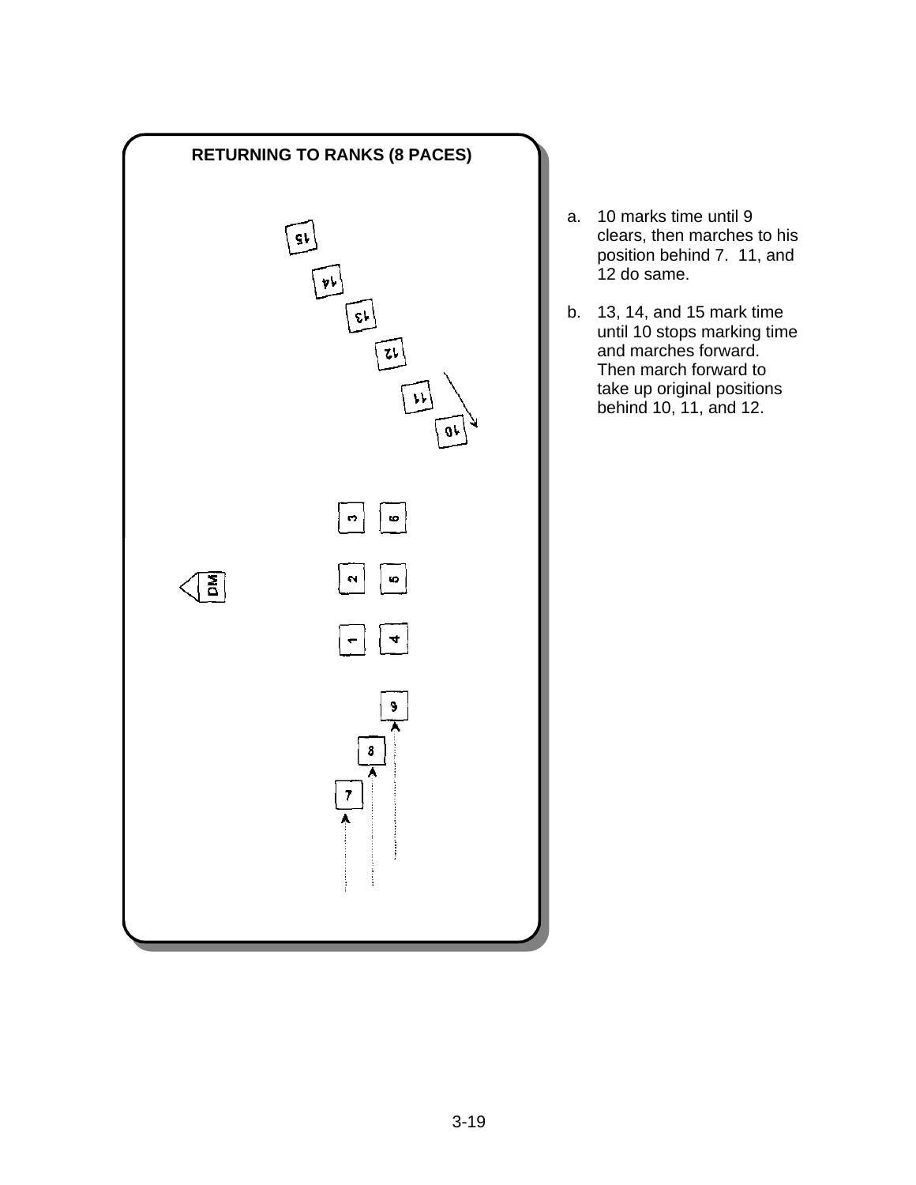**RETURNING TO RANKS (8 PACES)**

a. 10 marks time until 9 clears, then marches to his position behind 7. 11, and 12 do same.

b. 13, 14, and 15 mark time until 10 stops marking time and marches forward. Then march forward to take up original positions behind 10, 11, and 12.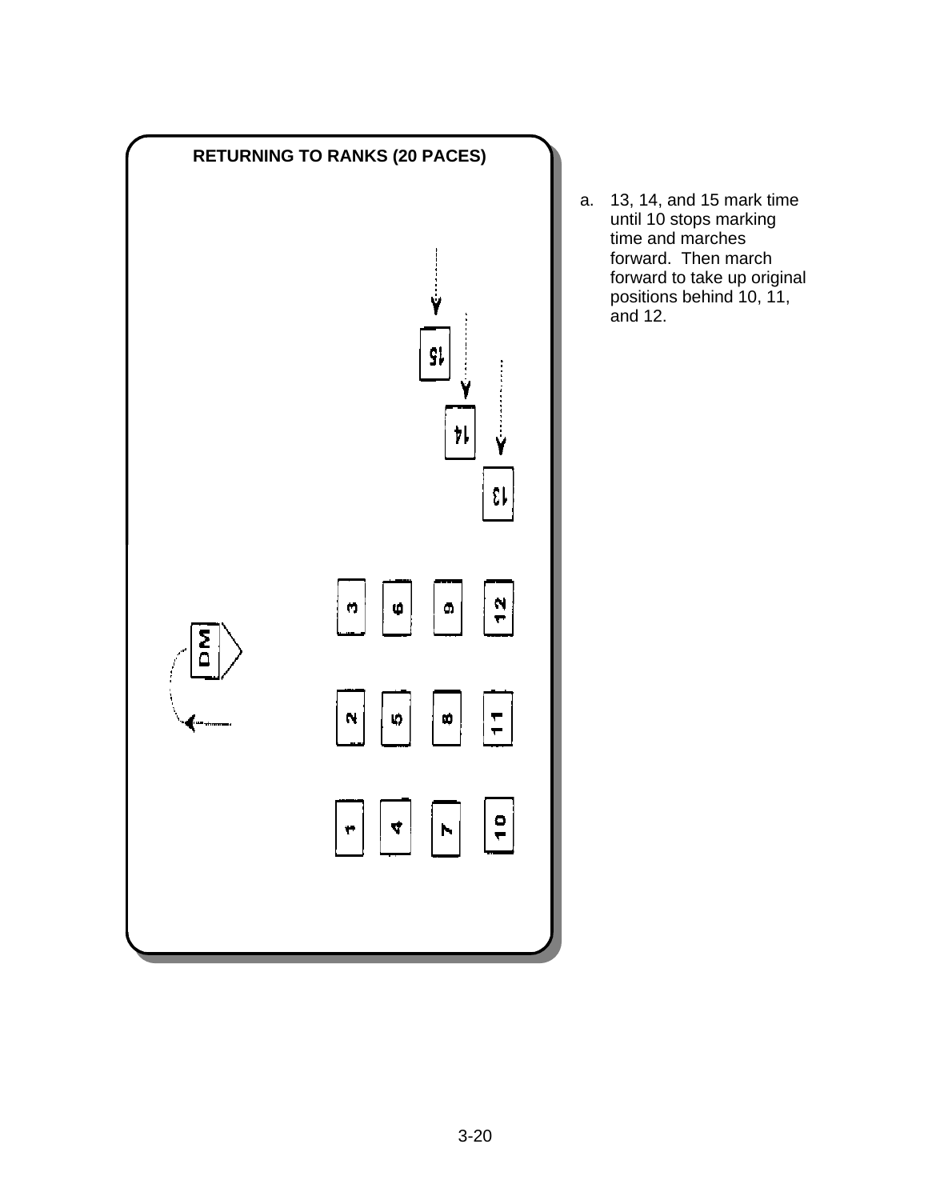**RETURNING TO RANKS (20 PACES)**

a. 13, 14, and 15 mark time until 10 stops marking time and marches forward. Then march forward to take up original positions behind 10, 11, and 12.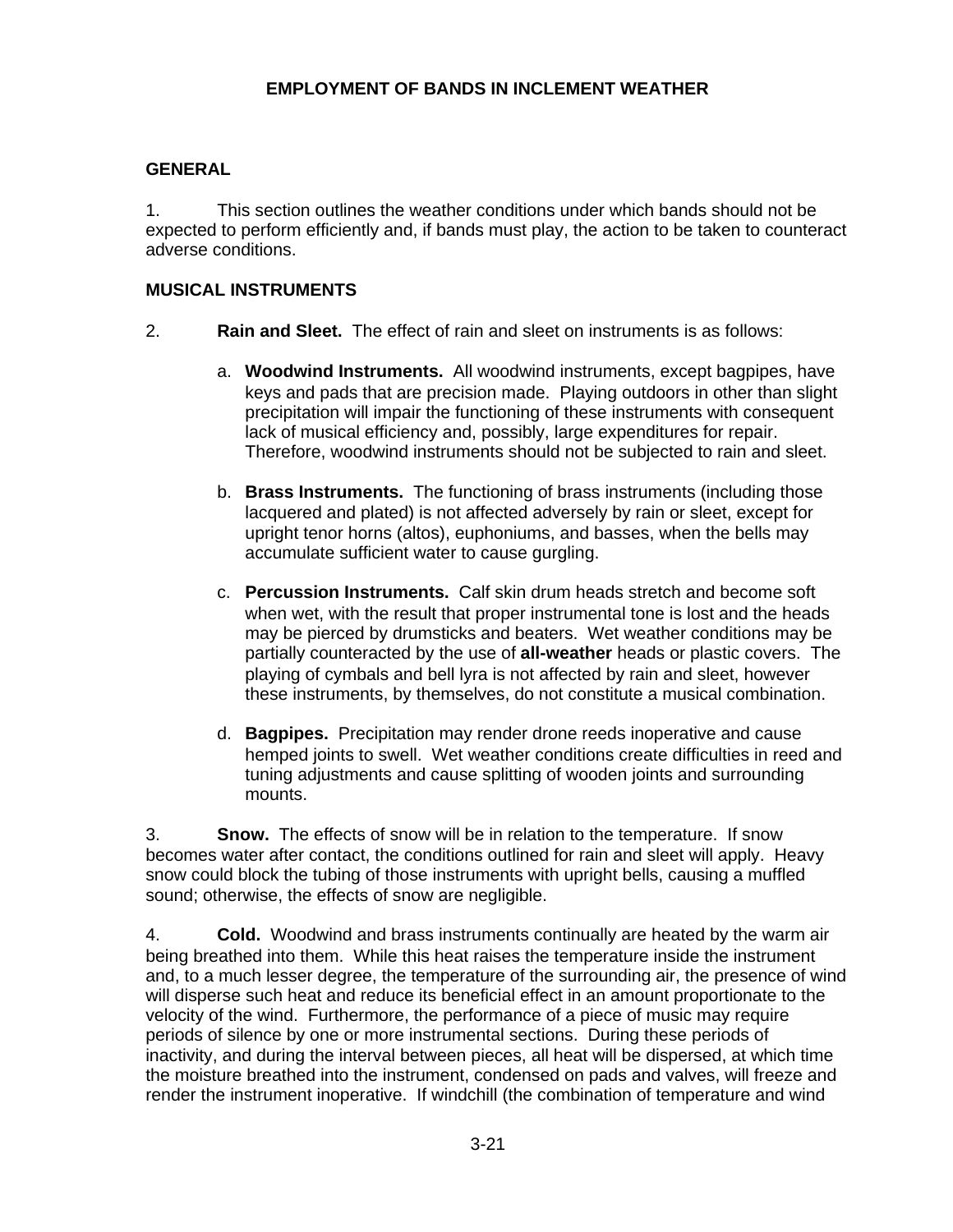## EMPLOYMENT OF BANDS IN INCLEMENT WEATHER

### GENERAL

1. This section outlines the weather conditions under which bands should not be expected to perform efficiently and, if bands must play, the action to be taken to counteract adverse conditions.

### MUSICAL INSTRUMENTS

2. **Rain and Sleet.** The effect of rain and sleet on instruments is as follows:

   a. **Woodwind Instruments.** All woodwind instruments, except bagpipes, have keys and pads that are precision made. Playing outdoors in other than slight precipitation will impair the functioning of these instruments with consequent lack of musical efficiency and, possibly, large expenditures for repair. Therefore, woodwind instruments should not be subjected to rain and sleet.

   b. **Brass Instruments.** The functioning of brass instruments (including those lacquered and plated) is not affected adversely by rain or sleet, except for upright tenor horns (altos), euphoniums, and basses, when the bells may accumulate sufficient water to cause gurgling.

   c. **Percussion Instruments.** Calf skin drum heads stretch and become soft when wet, with the result that proper instrumental tone is lost and the heads may be pierced by drumsticks and beaters. Wet weather conditions may be partially counteracted by the use of **all-weather** heads or plastic covers. The playing of cymbals and bell lyra is not affected by rain and sleet, however these instruments, by themselves, do not constitute a musical combination.

   d. **Bagpipes.** Precipitation may render drone reeds inoperative and cause hemped joints to swell. Wet weather conditions create difficulties in reed and tuning adjustments and cause splitting of wooden joints and surrounding mounts.

3. **Snow.** The effects of snow will be in relation to the temperature. If snow becomes water after contact, the conditions outlined for rain and sleet will apply. Heavy snow could block the tubing of those instruments with upright bells, causing a muffled sound; otherwise, the effects of snow are negligible.

4. **Cold.** Woodwind and brass instruments continually are heated by the warm air being breathed into them. While this heat raises the temperature inside the instrument and, to a much lesser degree, the temperature of the surrounding air, the presence of wind will disperse such heat and reduce its beneficial effect in an amount proportionate to the velocity of the wind. Furthermore, the performance of a piece of music may require periods of silence by one or more instrumental sections. During these periods of inactivity, and during the interval between pieces, all heat will be dispersed, at which time the moisture breathed into the instrument, condensed on pads and valves, will freeze and render the instrument inoperative. If windchill (the combination of temperature and wind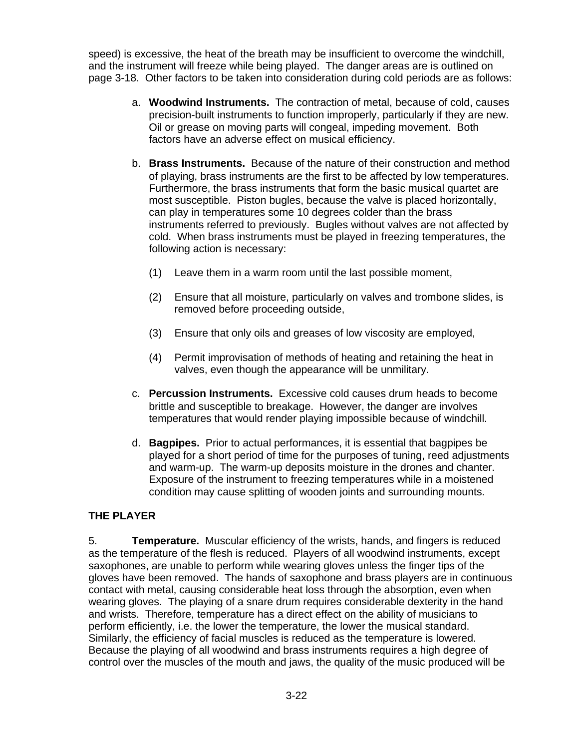speed) is excessive, the heat of the breath may be insufficient to overcome the windchill, and the instrument will freeze while being played. The danger areas are is outlined on page 3-18. Other factors to be taken into consideration during cold periods are as follows:

a. **Woodwind Instruments.** The contraction of metal, because of cold, causes precision-built instruments to function improperly, particularly if they are new. Oil or grease on moving parts will congeal, impeding movement. Both factors have an adverse effect on musical efficiency.

b. **Brass Instruments.** Because of the nature of their construction and method of playing, brass instruments are the first to be affected by low temperatures. Furthermore, the brass instruments that form the basic musical quartet are most susceptible. Piston bugles, because the valve is placed horizontally, can play in temperatures some 10 degrees colder than the brass instruments referred to previously. Bugles without valves are not affected by cold. When brass instruments must be played in freezing temperatures, the following action is necessary:

   (1) Leave them in a warm room until the last possible moment,

   (2) Ensure that all moisture, particularly on valves and trombone slides, is removed before proceeding outside,

   (3) Ensure that only oils and greases of low viscosity are employed,

   (4) Permit improvisation of methods of heating and retaining the heat in valves, even though the appearance will be unmilitary.

c. **Percussion Instruments.** Excessive cold causes drum heads to become brittle and susceptible to breakage. However, the danger are involves temperatures that would render playing impossible because of windchill.

d. **Bagpipes.** Prior to actual performances, it is essential that bagpipes be played for a short period of time for the purposes of tuning, reed adjustments and warm-up. The warm-up deposits moisture in the drones and chanter. Exposure of the instrument to freezing temperatures while in a moistened condition may cause splitting of wooden joints and surrounding mounts.

**THE PLAYER**

5. **Temperature.** Muscular efficiency of the wrists, hands, and fingers is reduced as the temperature of the flesh is reduced. Players of all woodwind instruments, except saxophones, are unable to perform while wearing gloves unless the finger tips of the gloves have been removed. The hands of saxophone and brass players are in continuous contact with metal, causing considerable heat loss through the absorption, even when wearing gloves. The playing of a snare drum requires considerable dexterity in the hand and wrists. Therefore, temperature has a direct effect on the ability of musicians to perform efficiently, i.e. the lower the temperature, the lower the musical standard. Similarly, the efficiency of facial muscles is reduced as the temperature is lowered. Because the playing of all woodwind and brass instruments requires a high degree of control over the muscles of the mouth and jaws, the quality of the music produced will be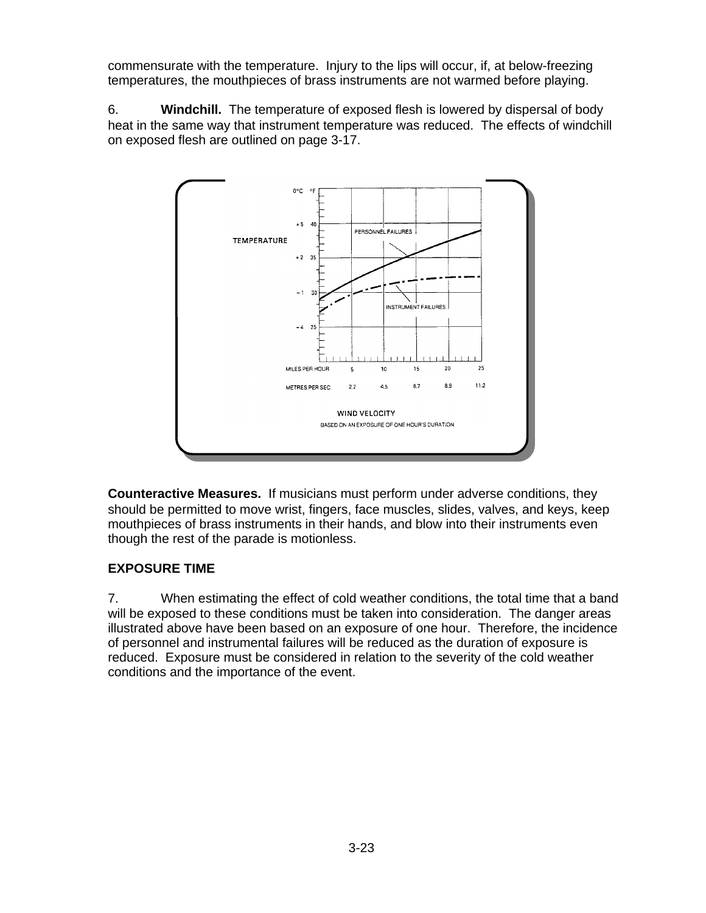commensurate with the temperature. Injury to the lips will occur, if, at below-freezing temperatures, the mouthpieces of brass instruments are not warmed before playing.

6. **Windchill.** The temperature of exposed flesh is lowered by dispersal of body heat in the same way that instrument temperature was reduced. The effects of windchill on exposed flesh are outlined on page 3-17.

TEMPERATURE

| 0°C | °F |
|---|---|
| +5 | 40 |
| +2 | 35 |
| −1 | 30 |
| −4 | 25 |

PERSONNEL FAILURES

INSTRUMENT FAILURES

| MILES PER HOUR | 5 | 10 | 15 | 20 | 25 |
|---|---|---|---|---|---|
| METRES PER SEC. | 2.2 | 4.5 | 6.7 | 8.9 | 11.2 |

WIND VELOCITY

BASED ON AN EXPOSURE OF ONE HOUR'S DURATION

**Counteractive Measures.** If musicians must perform under adverse conditions, they should be permitted to move wrist, fingers, face muscles, slides, valves, and keys, keep mouthpieces of brass instruments in their hands, and blow into their instruments even though the rest of the parade is motionless.

## EXPOSURE TIME

7. When estimating the effect of cold weather conditions, the total time that a band will be exposed to these conditions must be taken into consideration. The danger areas illustrated above have been based on an exposure of one hour. Therefore, the incidence of personnel and instrumental failures will be reduced as the duration of exposure is reduced. Exposure must be considered in relation to the severity of the cold weather conditions and the importance of the event.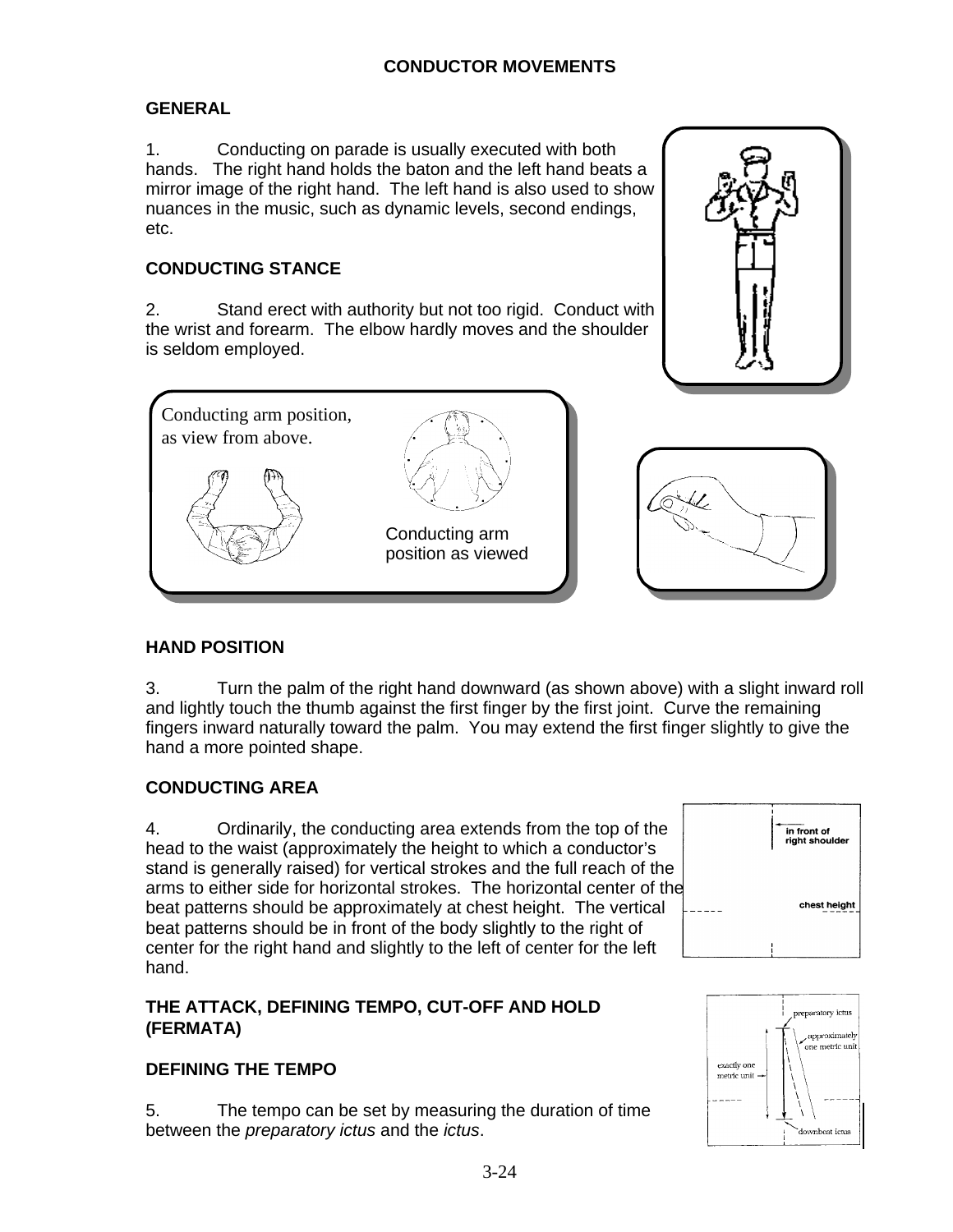## CONDUCTOR MOVEMENTS

### GENERAL

1. Conducting on parade is usually executed with both hands. The right hand holds the baton and the left hand beats a mirror image of the right hand. The left hand is also used to show nuances in the music, such as dynamic levels, second endings, etc.

### CONDUCTING STANCE

2. Stand erect with authority but not too rigid. Conduct with the wrist and forearm. The elbow hardly moves and the shoulder is seldom employed.

Conducting arm position, as view from above.

Conducting arm position as viewed

### HAND POSITION

3. Turn the palm of the right hand downward (as shown above) with a slight inward roll and lightly touch the thumb against the first finger by the first joint. Curve the remaining fingers inward naturally toward the palm. You may extend the first finger slightly to give the hand a more pointed shape.

### CONDUCTING AREA

4. Ordinarily, the conducting area extends from the top of the head to the waist (approximately the height to which a conductor's stand is generally raised) for vertical strokes and the full reach of the arms to either side for horizontal strokes. The horizontal center of the beat patterns should be approximately at chest height. The vertical beat patterns should be in front of the body slightly to the right of center for the right hand and slightly to the left of center for the left hand.

in front of right shoulder

chest height

### THE ATTACK, DEFINING TEMPO, CUT-OFF AND HOLD (FERMATA)

### DEFINING THE TEMPO

5. The tempo can be set by measuring the duration of time between the *preparatory ictus* and the *ictus*.

preparatory ictus

approximately one metric unit

exactly one metric unit

downbeat ictus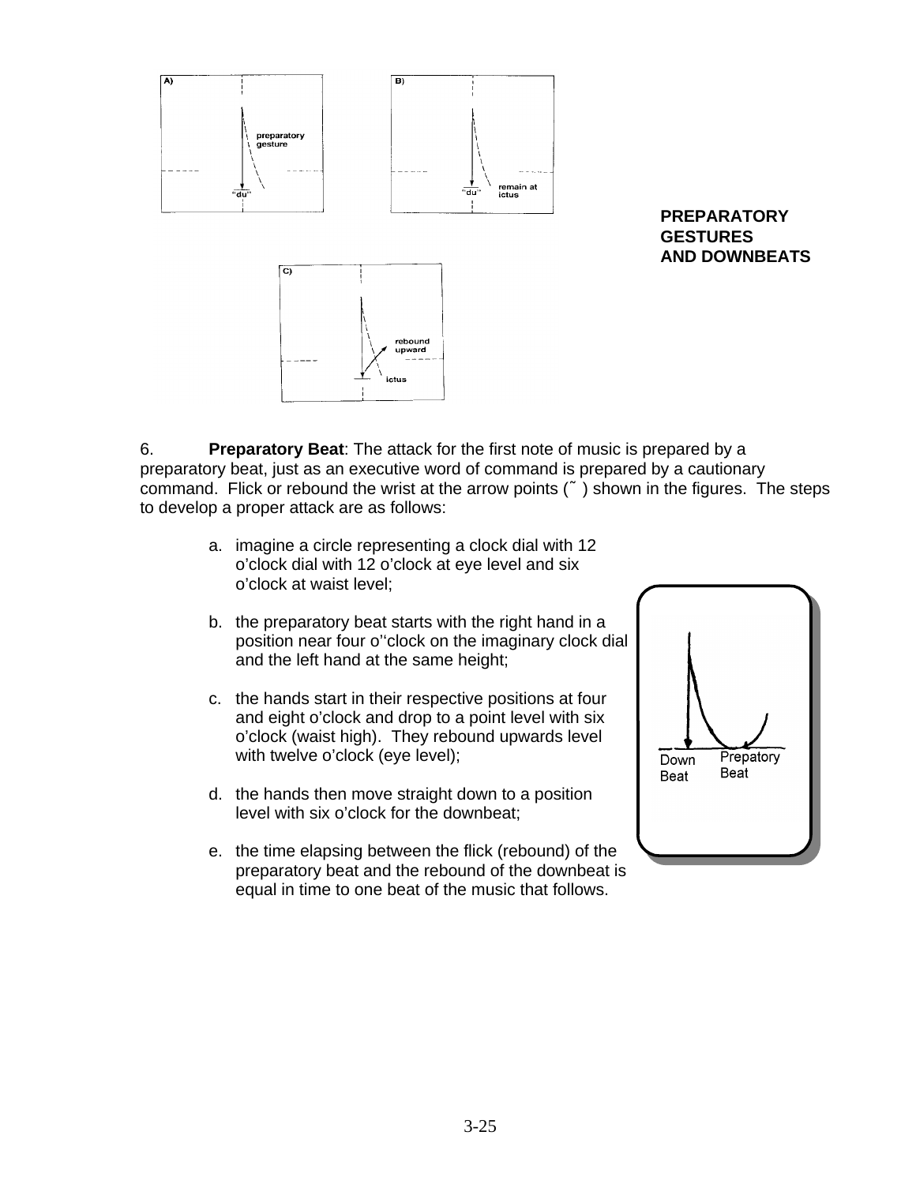**PREPARATORY GESTURES AND DOWNBEATS**

6. **Preparatory Beat**: The attack for the first note of music is prepared by a preparatory beat, just as an executive word of command is prepared by a cautionary command. Flick or rebound the wrist at the arrow points (˜ ) shown in the figures. The steps to develop a proper attack are as follows:

a. imagine a circle representing a clock dial with 12 o'clock dial with 12 o'clock at eye level and six o'clock at waist level;

b. the preparatory beat starts with the right hand in a position near four o''clock on the imaginary clock dial and the left hand at the same height;

c. the hands start in their respective positions at four and eight o'clock and drop to a point level with six o'clock (waist high). They rebound upwards level with twelve o'clock (eye level);

d. the hands then move straight down to a position level with six o'clock for the downbeat;

e. the time elapsing between the flick (rebound) of the preparatory beat and the rebound of the downbeat is equal in time to one beat of the music that follows.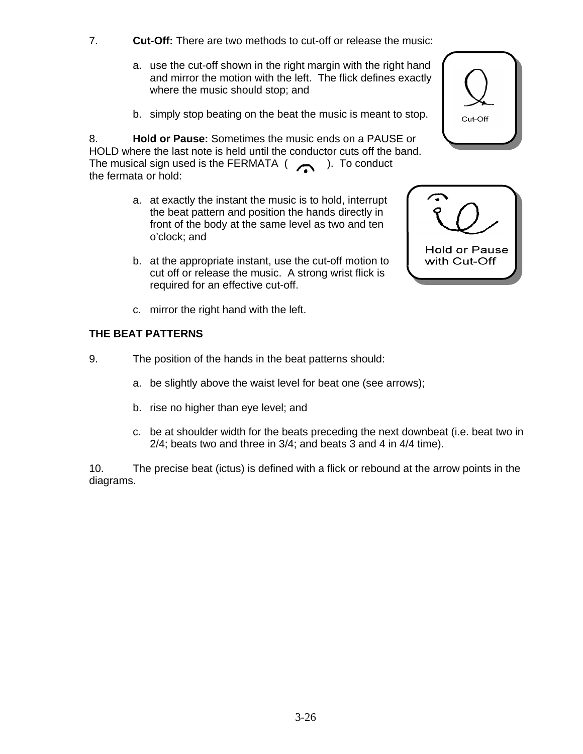7. **Cut-Off:** There are two methods to cut-off or release the music:

   a. use the cut-off shown in the right margin with the right hand and mirror the motion with the left. The flick defines exactly where the music should stop; and

   b. simply stop beating on the beat the music is meant to stop.

Cut-Off

8. **Hold or Pause:** Sometimes the music ends on a PAUSE or HOLD where the last note is held until the conductor cuts off the band. The musical sign used is the FERMATA ( 𝄐 ). To conduct the fermata or hold:

   a. at exactly the instant the music is to hold, interrupt the beat pattern and position the hands directly in front of the body at the same level as two and ten o'clock; and

   b. at the appropriate instant, use the cut-off motion to cut off or release the music. A strong wrist flick is required for an effective cut-off.

   c. mirror the right hand with the left.

Hold or Pause with Cut-Off

**THE BEAT PATTERNS**

9. The position of the hands in the beat patterns should:

   a. be slightly above the waist level for beat one (see arrows);

   b. rise no higher than eye level; and

   c. be at shoulder width for the beats preceding the next downbeat (i.e. beat two in 2/4; beats two and three in 3/4; and beats 3 and 4 in 4/4 time).

10. The precise beat (ictus) is defined with a flick or rebound at the arrow points in the diagrams.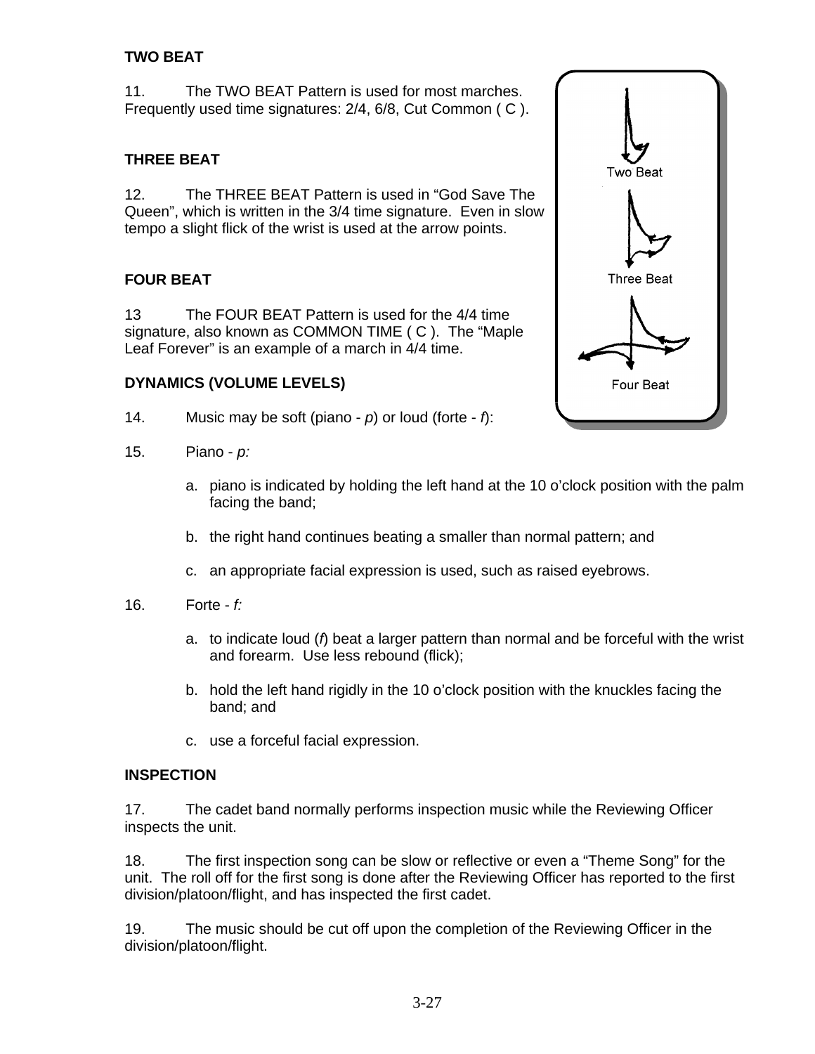**TWO BEAT**

11. The TWO BEAT Pattern is used for most marches. Frequently used time signatures: 2/4, 6/8, Cut Common ( C ).

**THREE BEAT**

12. The THREE BEAT Pattern is used in "God Save The Queen", which is written in the 3/4 time signature. Even in slow tempo a slight flick of the wrist is used at the arrow points.

**FOUR BEAT**

13 The FOUR BEAT Pattern is used for the 4/4 time signature, also known as COMMON TIME ( C ). The "Maple Leaf Forever" is an example of a march in 4/4 time.

Two Beat

Three Beat

Four Beat

**DYNAMICS (VOLUME LEVELS)**

14. Music may be soft (piano - *p*) or loud (forte - *f*):

15. Piano - *p:*

   a. piano is indicated by holding the left hand at the 10 o'clock position with the palm facing the band;

   b. the right hand continues beating a smaller than normal pattern; and

   c. an appropriate facial expression is used, such as raised eyebrows.

16. Forte - *f:*

   a. to indicate loud (*f*) beat a larger pattern than normal and be forceful with the wrist and forearm. Use less rebound (flick);

   b. hold the left hand rigidly in the 10 o'clock position with the knuckles facing the band; and

   c. use a forceful facial expression.

**INSPECTION**

17. The cadet band normally performs inspection music while the Reviewing Officer inspects the unit.

18. The first inspection song can be slow or reflective or even a "Theme Song" for the unit. The roll off for the first song is done after the Reviewing Officer has reported to the first division/platoon/flight, and has inspected the first cadet.

19. The music should be cut off upon the completion of the Reviewing Officer in the division/platoon/flight.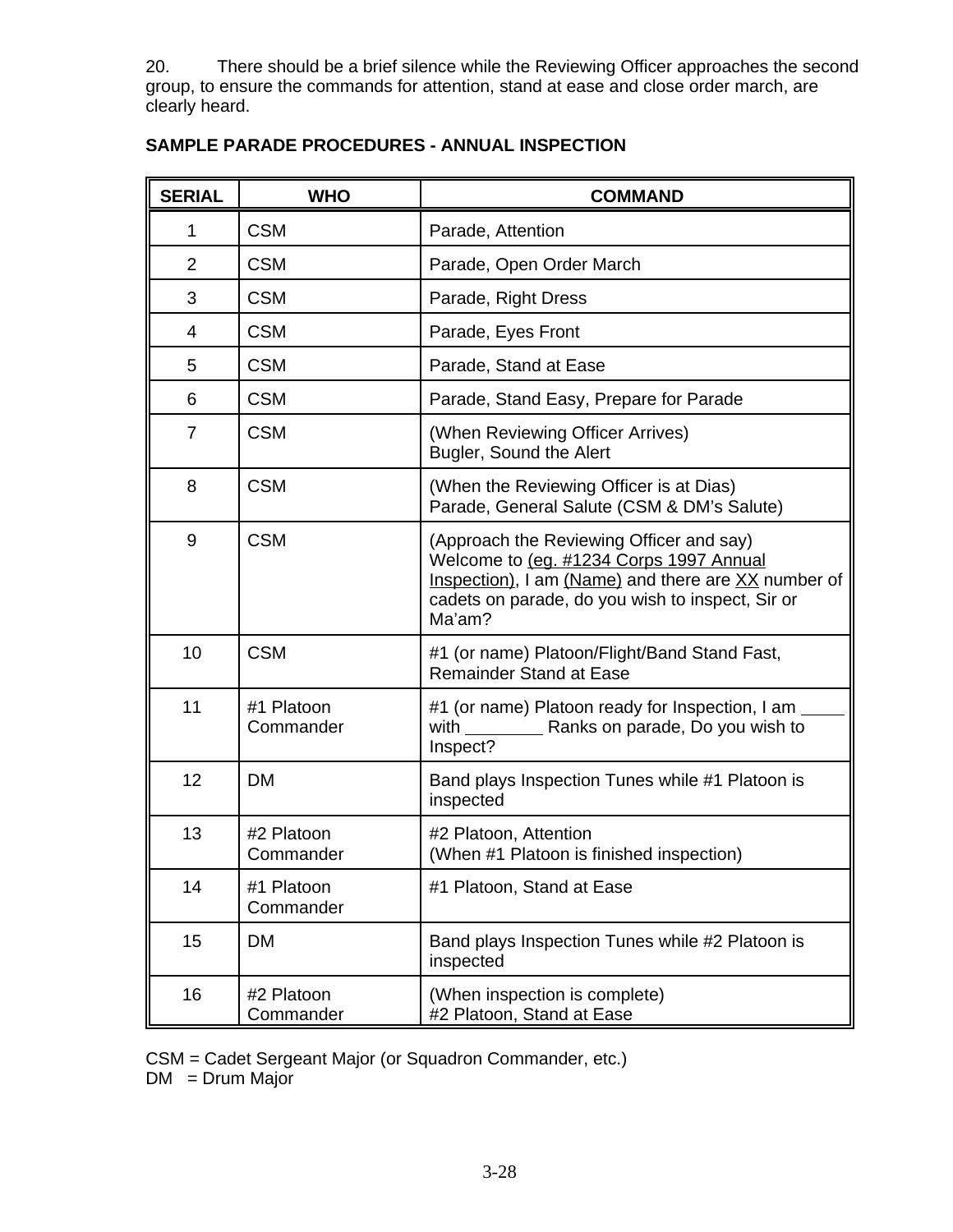20. There should be a brief silence while the Reviewing Officer approaches the second group, to ensure the commands for attention, stand at ease and close order march, are clearly heard.

**SAMPLE PARADE PROCEDURES - ANNUAL INSPECTION**

| SERIAL | WHO | COMMAND |
|---|---|---|
| 1 | CSM | Parade, Attention |
| 2 | CSM | Parade, Open Order March |
| 3 | CSM | Parade, Right Dress |
| 4 | CSM | Parade, Eyes Front |
| 5 | CSM | Parade, Stand at Ease |
| 6 | CSM | Parade, Stand Easy, Prepare for Parade |
| 7 | CSM | (When Reviewing Officer Arrives)<br>Bugler, Sound the Alert |
| 8 | CSM | (When the Reviewing Officer is at Dias)<br>Parade, General Salute (CSM & DM's Salute) |
| 9 | CSM | (Approach the Reviewing Officer and say)<br>Welcome to <u>(eg. #1234 Corps 1997 Annual Inspection)</u>, I am <u>(Name)</u> and there are <u>XX</u> number of cadets on parade, do you wish to inspect, Sir or Ma'am? |
| 10 | CSM | #1 (or name) Platoon/Flight/Band Stand Fast, Remainder Stand at Ease |
| 11 | #1 Platoon Commander | #1 (or name) Platoon ready for Inspection, I am ____ with ________ Ranks on parade, Do you wish to Inspect? |
| 12 | DM | Band plays Inspection Tunes while #1 Platoon is inspected |
| 13 | #2 Platoon Commander | #2 Platoon, Attention<br>(When #1 Platoon is finished inspection) |
| 14 | #1 Platoon Commander | #1 Platoon, Stand at Ease |
| 15 | DM | Band plays Inspection Tunes while #2 Platoon is inspected |
| 16 | #2 Platoon Commander | (When inspection is complete)<br>#2 Platoon, Stand at Ease |

CSM = Cadet Sergeant Major (or Squadron Commander, etc.)
DM = Drum Major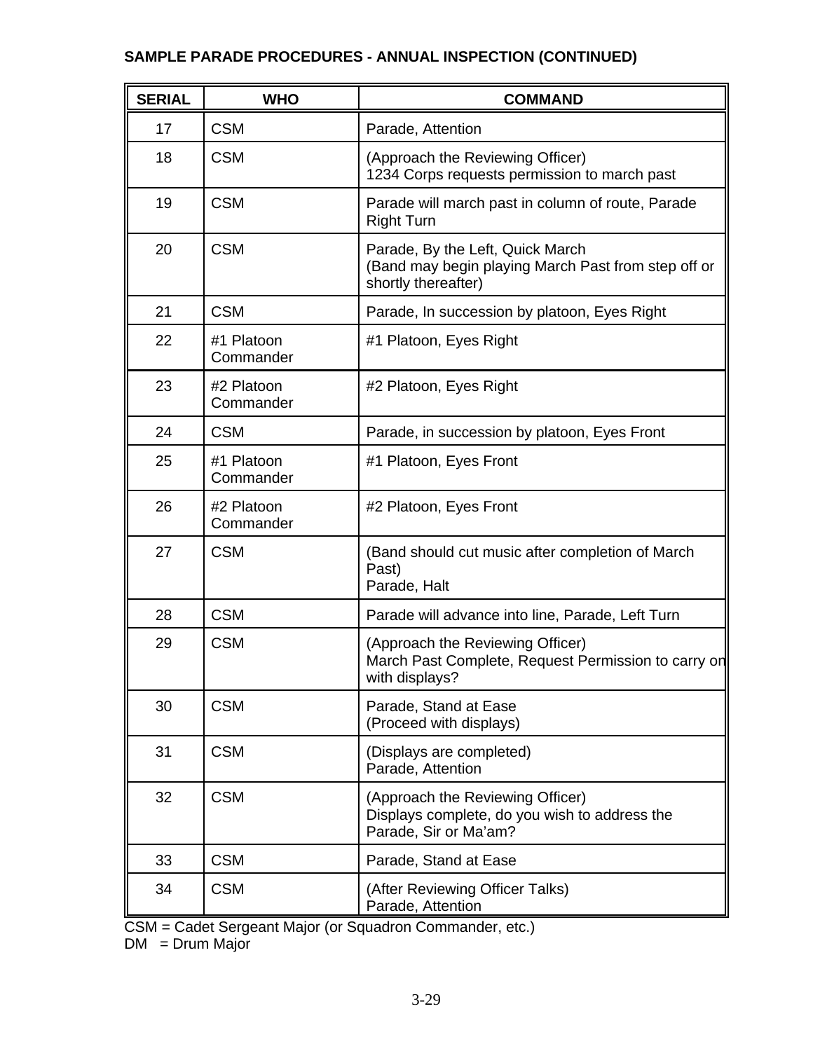**SAMPLE PARADE PROCEDURES - ANNUAL INSPECTION (CONTINUED)**

| SERIAL | WHO | COMMAND |
|---|---|---|
| 17 | CSM | Parade, Attention |
| 18 | CSM | (Approach the Reviewing Officer)<br>1234 Corps requests permission to march past |
| 19 | CSM | Parade will march past in column of route, Parade Right Turn |
| 20 | CSM | Parade, By the Left, Quick March<br>(Band may begin playing March Past from step off or shortly thereafter) |
| 21 | CSM | Parade, In succession by platoon, Eyes Right |
| 22 | #1 Platoon Commander | #1 Platoon, Eyes Right |
| 23 | #2 Platoon Commander | #2 Platoon, Eyes Right |
| 24 | CSM | Parade, in succession by platoon, Eyes Front |
| 25 | #1 Platoon Commander | #1 Platoon, Eyes Front |
| 26 | #2 Platoon Commander | #2 Platoon, Eyes Front |
| 27 | CSM | (Band should cut music after completion of March Past)<br>Parade, Halt |
| 28 | CSM | Parade will advance into line, Parade, Left Turn |
| 29 | CSM | (Approach the Reviewing Officer)<br>March Past Complete, Request Permission to carry on with displays? |
| 30 | CSM | Parade, Stand at Ease<br>(Proceed with displays) |
| 31 | CSM | (Displays are completed)<br>Parade, Attention |
| 32 | CSM | (Approach the Reviewing Officer)<br>Displays complete, do you wish to address the Parade, Sir or Ma'am? |
| 33 | CSM | Parade, Stand at Ease |
| 34 | CSM | (After Reviewing Officer Talks)<br>Parade, Attention |

CSM = Cadet Sergeant Major (or Squadron Commander, etc.)
DM = Drum Major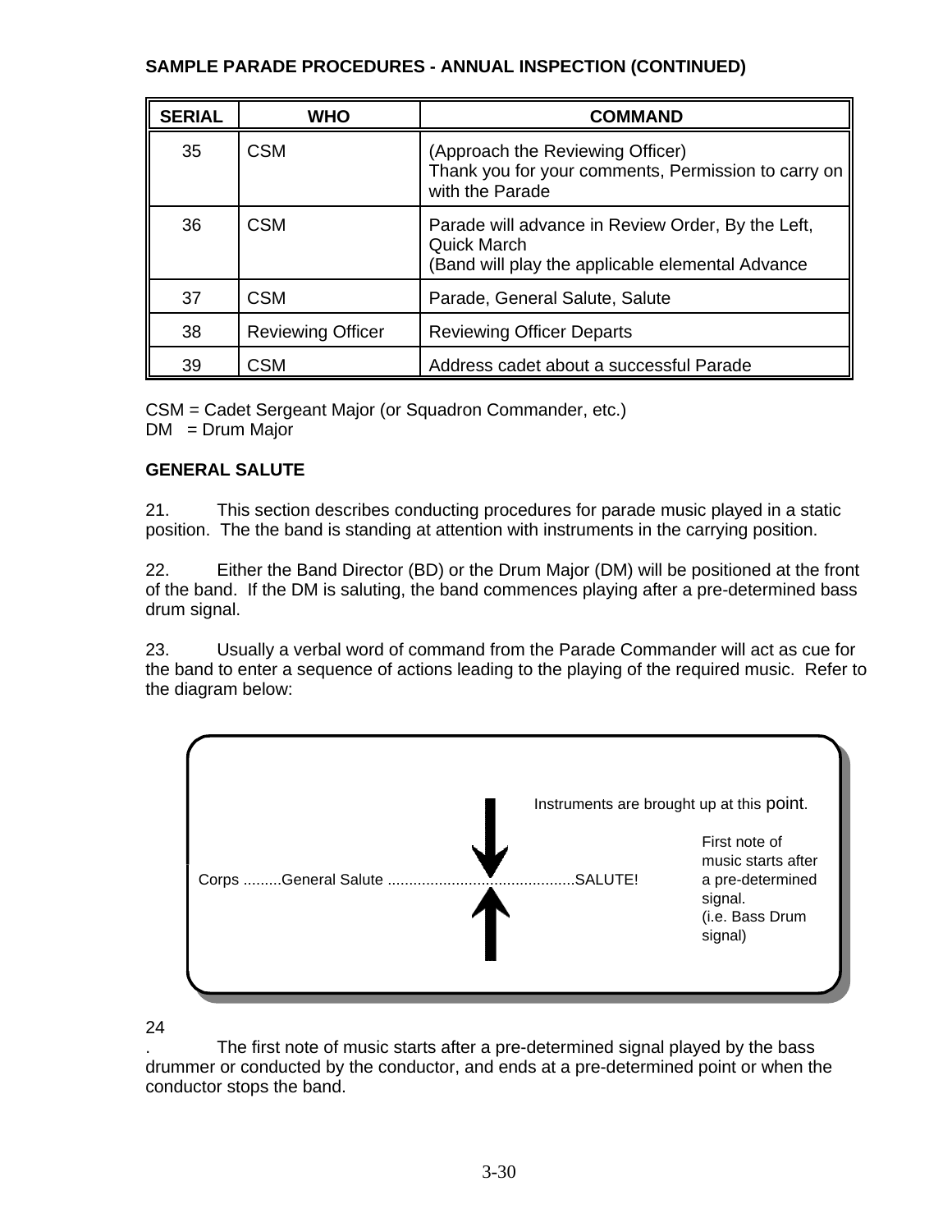**SAMPLE PARADE PROCEDURES - ANNUAL INSPECTION (CONTINUED)**

| SERIAL | WHO | COMMAND |
|---|---|---|
| 35 | CSM | (Approach the Reviewing Officer)<br>Thank you for your comments, Permission to carry on with the Parade |
| 36 | CSM | Parade will advance in Review Order, By the Left, Quick March<br>(Band will play the applicable elemental Advance |
| 37 | CSM | Parade, General Salute, Salute |
| 38 | Reviewing Officer | Reviewing Officer Departs |
| 39 | CSM | Address cadet about a successful Parade |

CSM = Cadet Sergeant Major (or Squadron Commander, etc.)
DM = Drum Major

**GENERAL SALUTE**

21. This section describes conducting procedures for parade music played in a static position. The the band is standing at attention with instruments in the carrying position.

22. Either the Band Director (BD) or the Drum Major (DM) will be positioned at the front of the band. If the DM is saluting, the band commences playing after a pre-determined bass drum signal.

23. Usually a verbal word of command from the Parade Commander will act as cue for the band to enter a sequence of actions leading to the playing of the required music. Refer to the diagram below:

Instruments are brought up at this point.

Corps .........General Salute ...........................................SALUTE!

First note of music starts after a pre-determined signal. (i.e. Bass Drum signal)

24. The first note of music starts after a pre-determined signal played by the bass drummer or conducted by the conductor, and ends at a pre-determined point or when the conductor stops the band.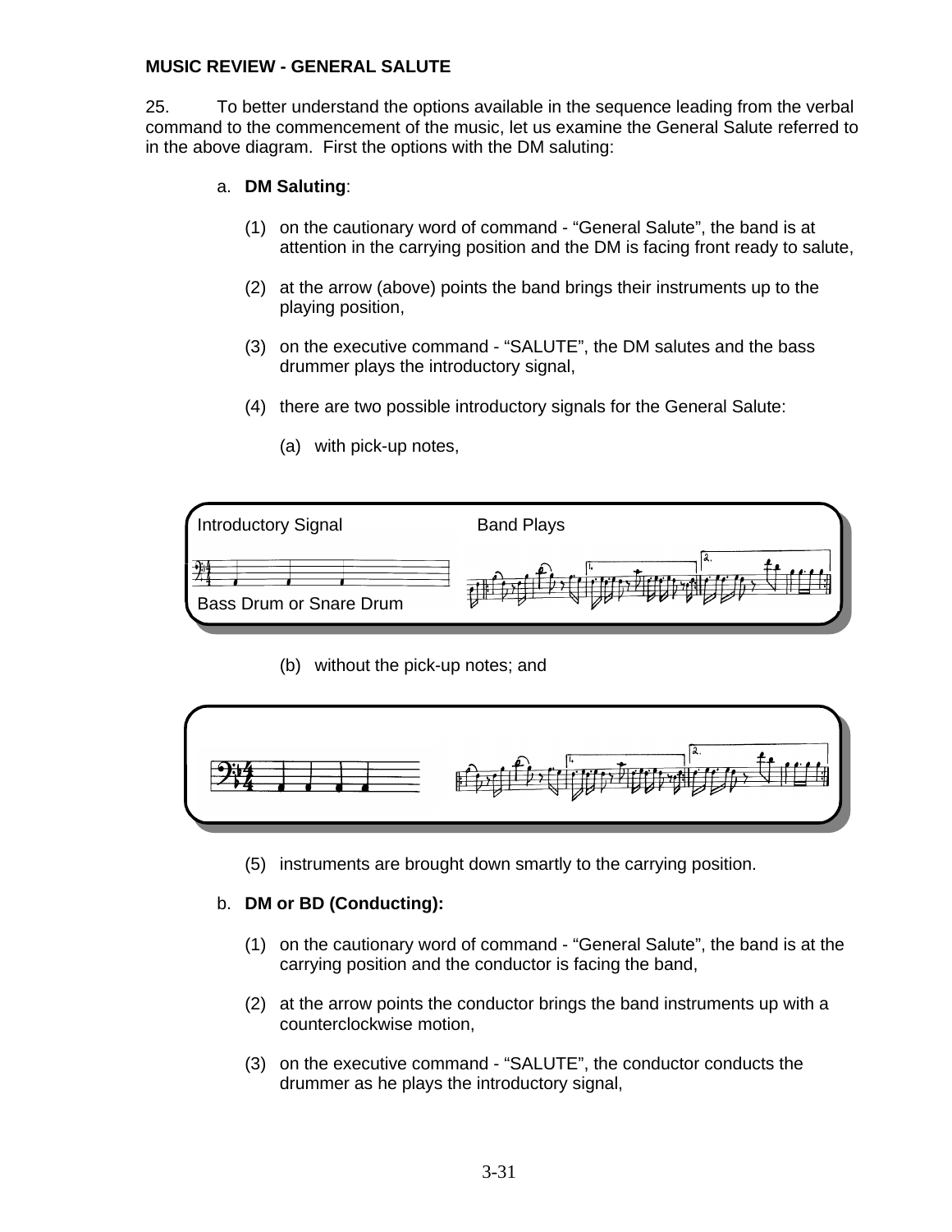**MUSIC REVIEW - GENERAL SALUTE**

25. To better understand the options available in the sequence leading from the verbal command to the commencement of the music, let us examine the General Salute referred to in the above diagram. First the options with the DM saluting:

a. **DM Saluting**:

(1) on the cautionary word of command - “General Salute”, the band is at attention in the carrying position and the DM is facing front ready to salute,

(2) at the arrow (above) points the band brings their instruments up to the playing position,

(3) on the executive command - “SALUTE”, the DM salutes and the bass drummer plays the introductory signal,

(4) there are two possible introductory signals for the General Salute:

(a) with pick-up notes,

Introductory Signal | Band Plays

Bass Drum or Snare Drum

(b) without the pick-up notes; and

(5) instruments are brought down smartly to the carrying position.

b. **DM or BD (Conducting):**

(1) on the cautionary word of command - “General Salute”, the band is at the carrying position and the conductor is facing the band,

(2) at the arrow points the conductor brings the band instruments up with a counterclockwise motion,

(3) on the executive command - “SALUTE”, the conductor conducts the drummer as he plays the introductory signal,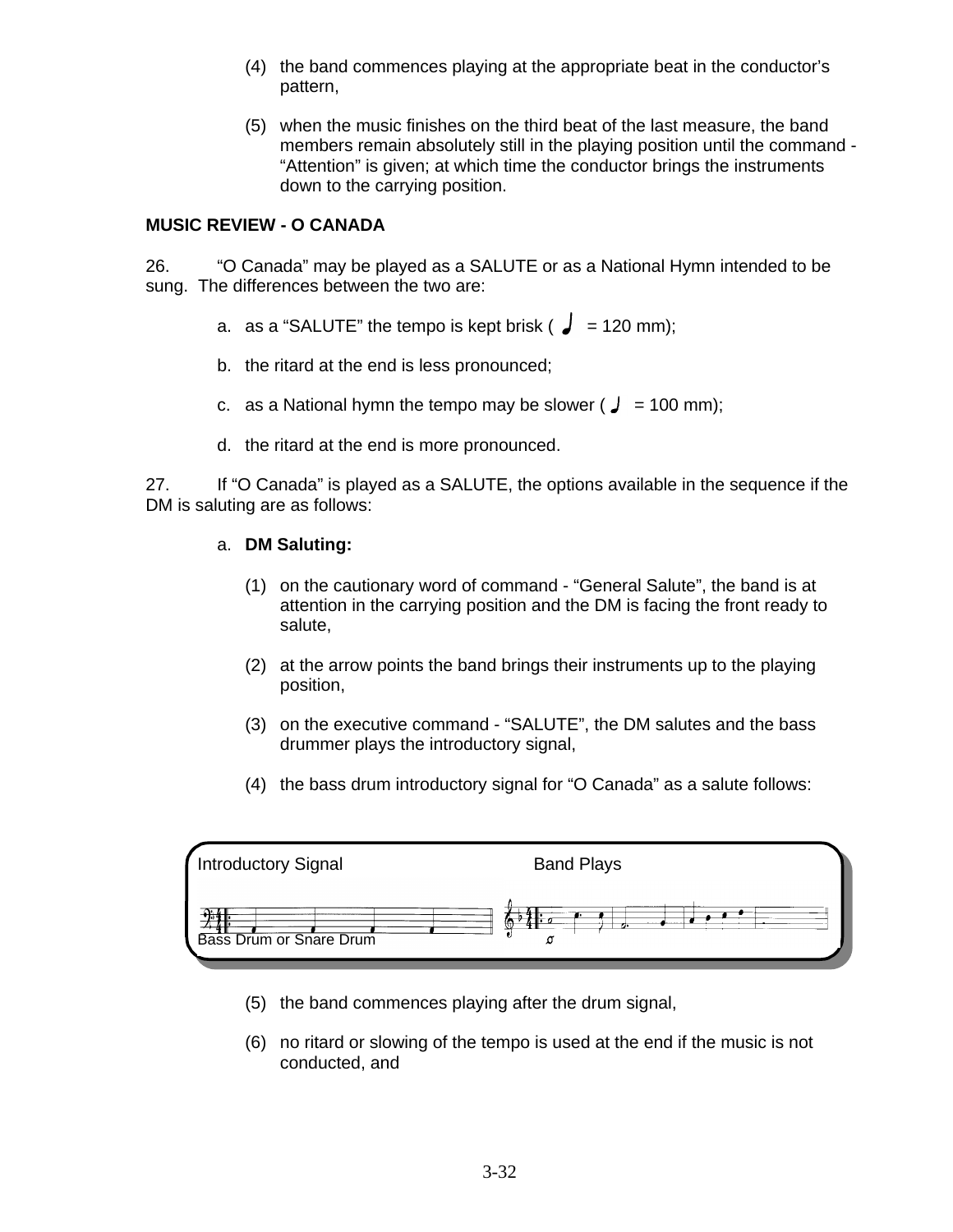(4) the band commences playing at the appropriate beat in the conductor's pattern,

(5) when the music finishes on the third beat of the last measure, the band members remain absolutely still in the playing position until the command - "Attention" is given; at which time the conductor brings the instruments down to the carrying position.

**MUSIC REVIEW - O CANADA**

26. "O Canada" may be played as a SALUTE or as a National Hymn intended to be sung. The differences between the two are:

a. as a "SALUTE" the tempo is kept brisk ( ♩ = 120 mm);

b. the ritard at the end is less pronounced;

c. as a National hymn the tempo may be slower ( ♩ = 100 mm);

d. the ritard at the end is more pronounced.

27. If "O Canada" is played as a SALUTE, the options available in the sequence if the DM is saluting are as follows:

a. **DM Saluting:**

(1) on the cautionary word of command - "General Salute", the band is at attention in the carrying position and the DM is facing the front ready to salute,

(2) at the arrow points the band brings their instruments up to the playing position,

(3) on the executive command - "SALUTE", the DM salutes and the bass drummer plays the introductory signal,

(4) the bass drum introductory signal for "O Canada" as a salute follows:

Introductory Signal — Band Plays

Bass Drum or Snare Drum

(5) the band commences playing after the drum signal,

(6) no ritard or slowing of the tempo is used at the end if the music is not conducted, and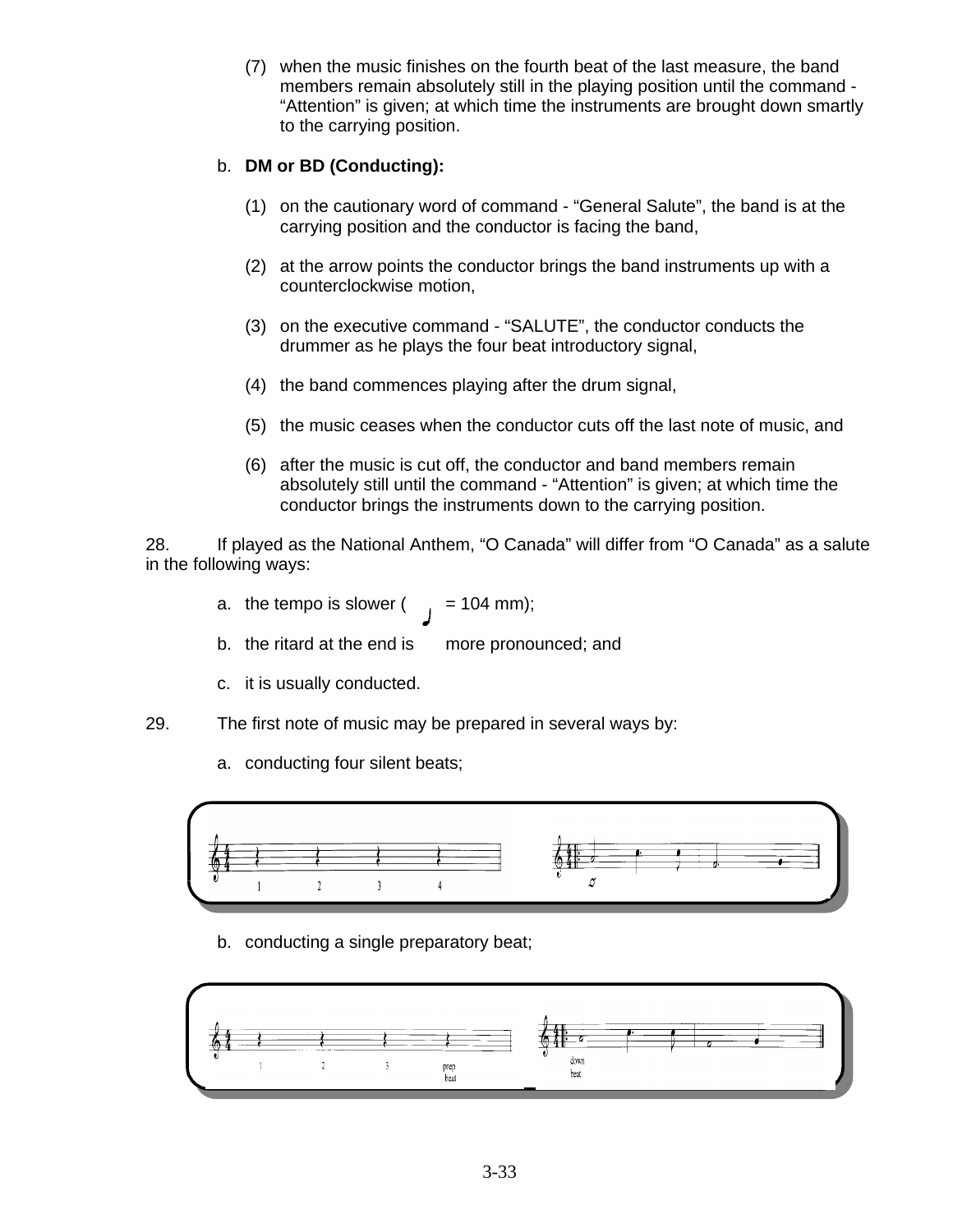(7) when the music finishes on the fourth beat of the last measure, the band members remain absolutely still in the playing position until the command - “Attention” is given; at which time the instruments are brought down smartly to the carrying position.

b. **DM or BD (Conducting):**

(1) on the cautionary word of command - “General Salute”, the band is at the carrying position and the conductor is facing the band,

(2) at the arrow points the conductor brings the band instruments up with a counterclockwise motion,

(3) on the executive command - “SALUTE”, the conductor conducts the drummer as he plays the four beat introductory signal,

(4) the band commences playing after the drum signal,

(5) the music ceases when the conductor cuts off the last note of music, and

(6) after the music is cut off, the conductor and band members remain absolutely still until the command - “Attention” is given; at which time the conductor brings the instruments down to the carrying position.

28. If played as the National Anthem, “O Canada” will differ from “O Canada” as a salute in the following ways:

a. the tempo is slower (♩ = 104 mm);

b. the ritard at the end is more pronounced; and

c. it is usually conducted.

29. The first note of music may be prepared in several ways by:

a. conducting four silent beats;

b. conducting a single preparatory beat;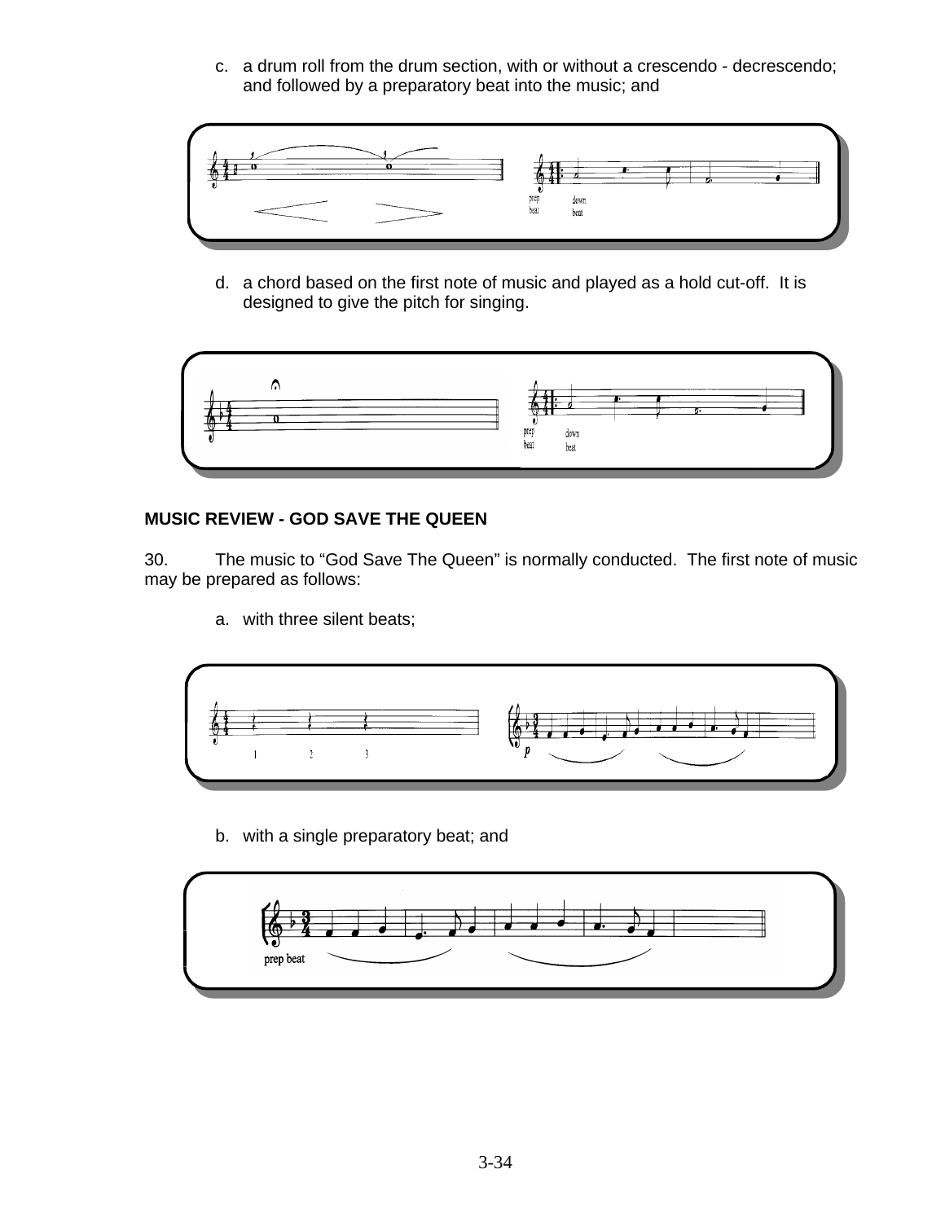c. a drum roll from the drum section, with or without a crescendo - decrescendo; and followed by a preparatory beat into the music; and

d. a chord based on the first note of music and played as a hold cut-off. It is designed to give the pitch for singing.

**MUSIC REVIEW - GOD SAVE THE QUEEN**

30. The music to "God Save The Queen" is normally conducted. The first note of music may be prepared as follows:

a. with three silent beats;

b. with a single preparatory beat; and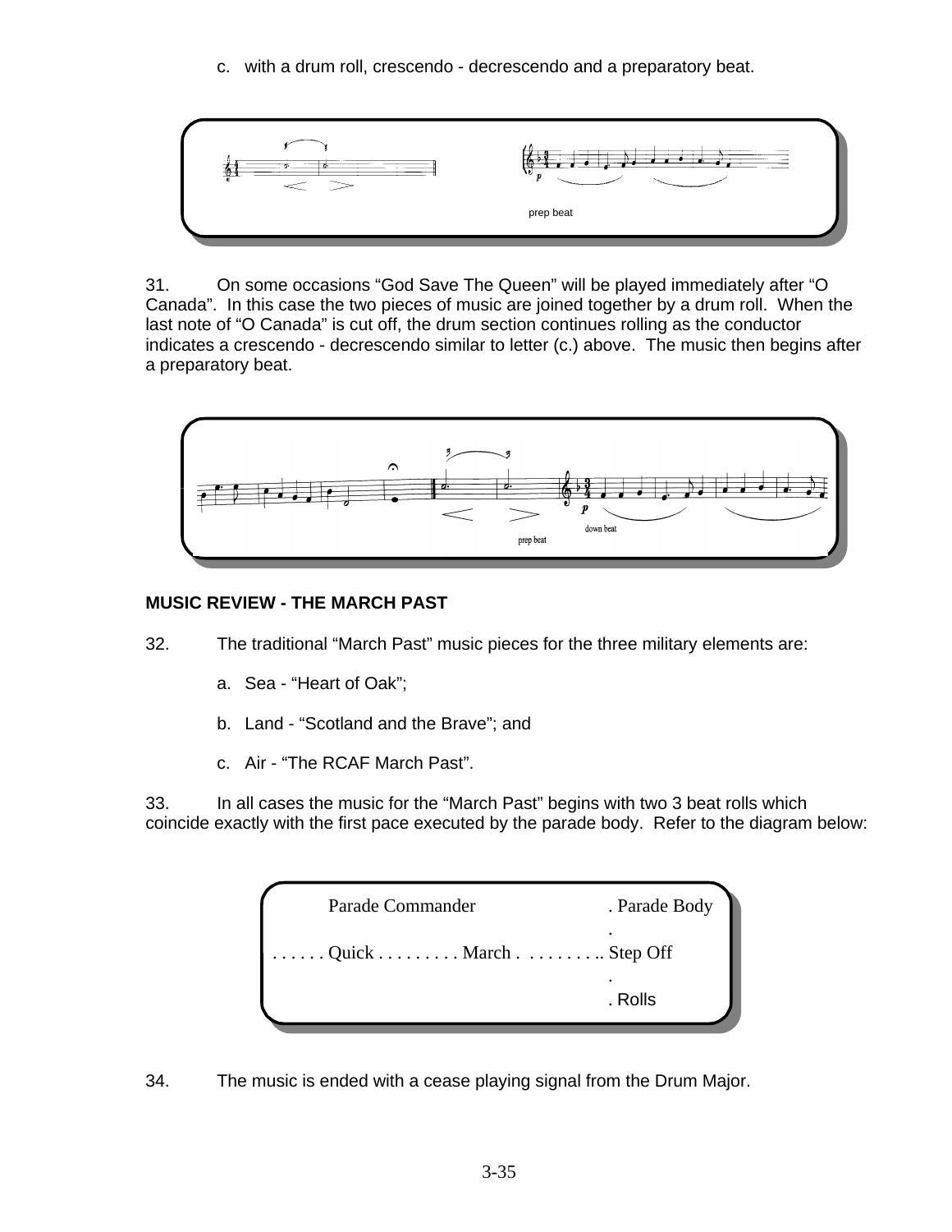c. with a drum roll, crescendo - decrescendo and a preparatory beat.

prep beat

31. On some occasions "God Save The Queen" will be played immediately after "O Canada". In this case the two pieces of music are joined together by a drum roll. When the last note of "O Canada" is cut off, the drum section continues rolling as the conductor indicates a crescendo - decrescendo similar to letter (c.) above. The music then begins after a preparatory beat.

prep beat — down beat

**MUSIC REVIEW - THE MARCH PAST**

32. The traditional "March Past" music pieces for the three military elements are:

a. Sea - "Heart of Oak";

b. Land - "Scotland and the Brave"; and

c. Air - "The RCAF March Past".

33. In all cases the music for the "March Past" begins with two 3 beat rolls which coincide exactly with the first pace executed by the parade body. Refer to the diagram below:

```
        Parade Commander                 . Parade Body
                                         .
. . . . . . Quick . . . . . . . . . March . . . . . . . . . .. Step Off
                                         .
                                         . Rolls
```

34. The music is ended with a cease playing signal from the Drum Major.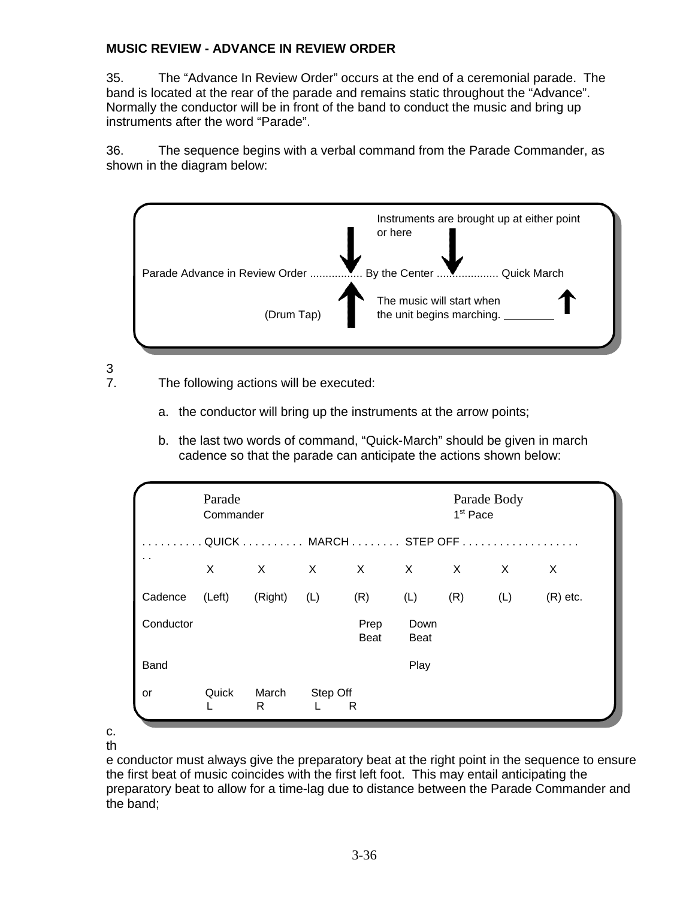**MUSIC REVIEW - ADVANCE IN REVIEW ORDER**

35. The "Advance In Review Order" occurs at the end of a ceremonial parade. The band is located at the rear of the parade and remains static throughout the "Advance". Normally the conductor will be in front of the band to conduct the music and bring up instruments after the word "Parade".

36. The sequence begins with a verbal command from the Parade Commander, as shown in the diagram below:

Instruments are brought up at either point or here

Parade Advance in Review Order ................ By the Center .................... Quick March

(Drum Tap)

The music will start when the unit begins marching.

37. The following actions will be executed:

a. the conductor will bring up the instruments at the arrow points;

b. the last two words of command, "Quick-March" should be given in march cadence so that the parade can anticipate the actions shown below:

| | Parade Commander | | | | | Parade Body 1st Pace | | |
|---|---|---|---|---|---|---|---|---|
| | QUICK | | MARCH | | STEP OFF | | | |
| | X | X | X | X | X | X | X | X |
| Cadence | (Left) | (Right) | (L) | (R) | (L) | (R) | (L) | (R) etc. |
| Conductor | | | | Prep Beat | Down Beat | | | |
| Band | | | | | Play | | | |
| or | Quick L | March R | Step Off L | R | | | | |

c. the conductor must always give the preparatory beat at the right point in the sequence to ensure the first beat of music coincides with the first left foot. This may entail anticipating the preparatory beat to allow for a time-lag due to distance between the Parade Commander and the band;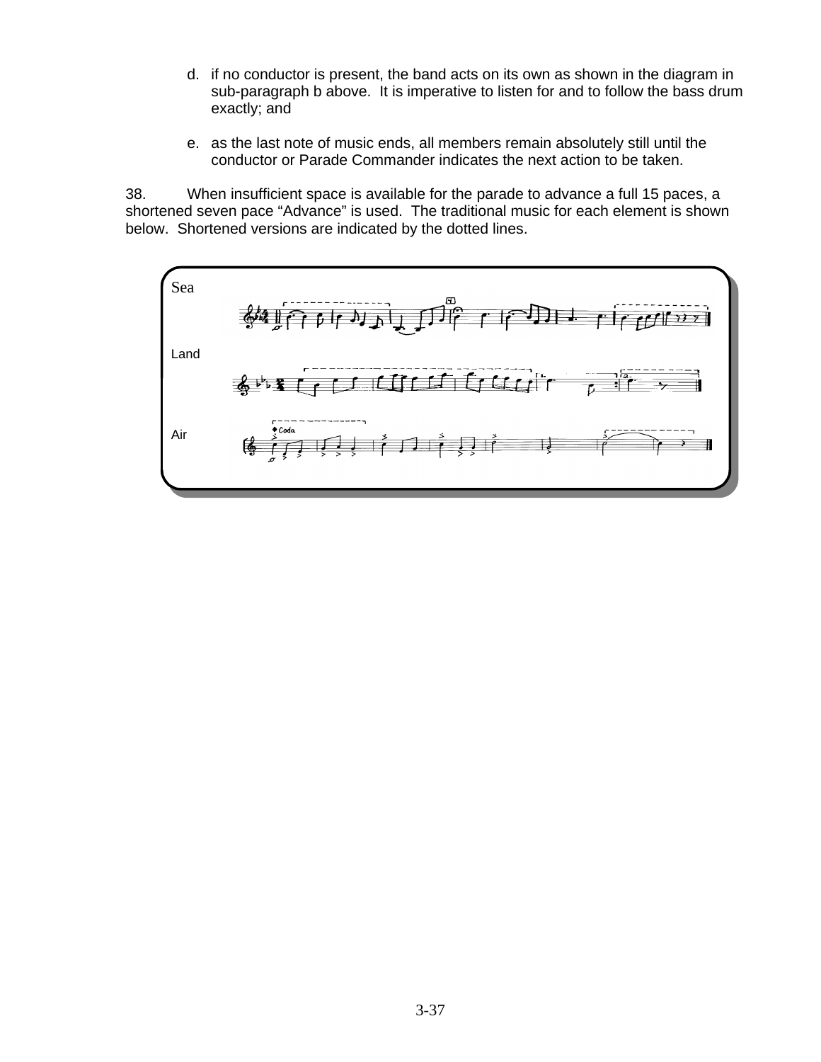d. if no conductor is present, the band acts on its own as shown in the diagram in sub-paragraph b above. It is imperative to listen for and to follow the bass drum exactly; and

e. as the last note of music ends, all members remain absolutely still until the conductor or Parade Commander indicates the next action to be taken.

38. When insufficient space is available for the parade to advance a full 15 paces, a shortened seven pace “Advance” is used. The traditional music for each element is shown below. Shortened versions are indicated by the dotted lines.

Sea

Land

Air